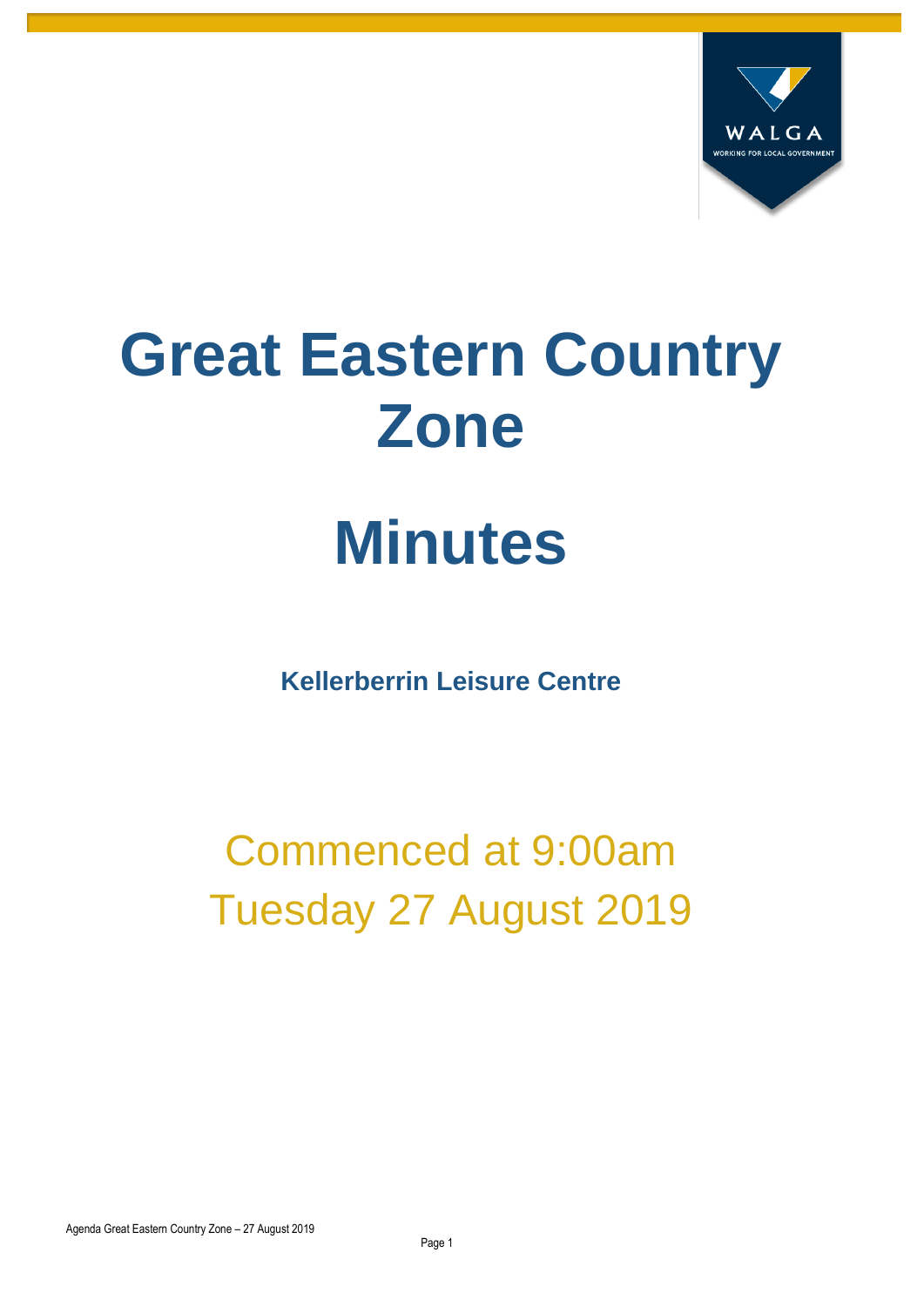# Great Eastern Country Zone

# Minutes

**Kellerberrin Leisure Centre**

Commenced at 9:00am
Tuesday 27 August 2019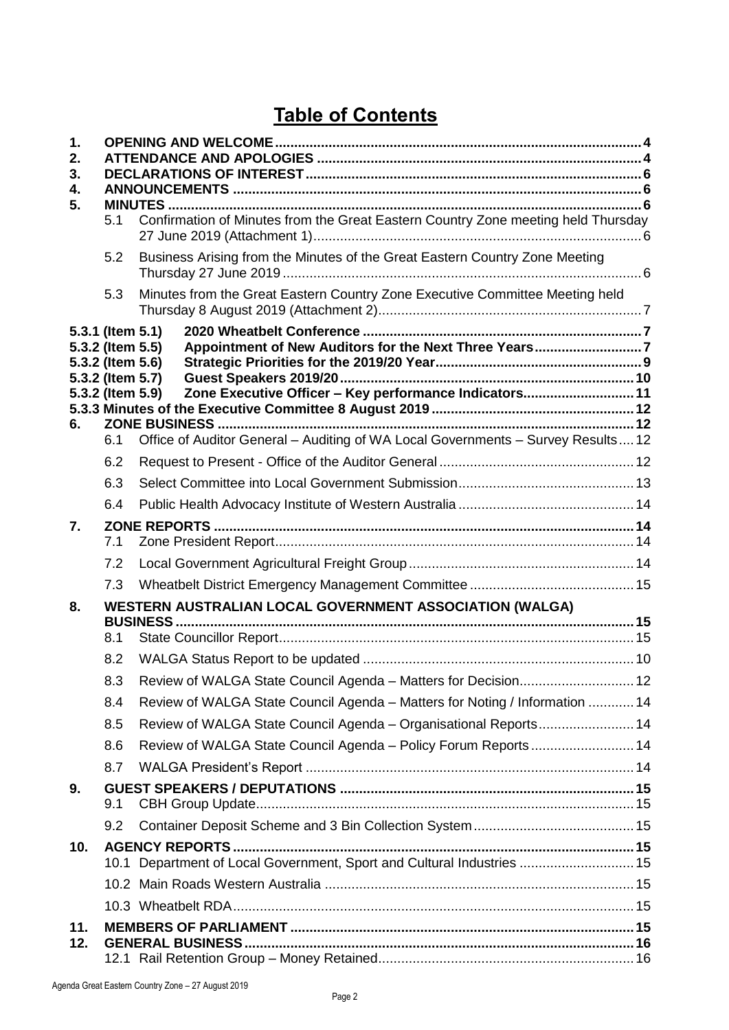# Table of Contents

| | | | |
|---|---|---|---|
| **1.** | **OPENING AND WELCOME** | | **4** |
| **2.** | **ATTENDANCE AND APOLOGIES** | | **4** |
| **3.** | **DECLARATIONS OF INTEREST** | | **6** |
| **4.** | **ANNOUNCEMENTS** | | **6** |
| **5.** | **MINUTES** | | **6** |
| | 5.1 | Confirmation of Minutes from the Great Eastern Country Zone meeting held Thursday 27 June 2019 (Attachment 1) | 6 |
| | 5.2 | Business Arising from the Minutes of the Great Eastern Country Zone Meeting Thursday 27 June 2019 | 6 |
| | 5.3 | Minutes from the Great Eastern Country Zone Executive Committee Meeting held Thursday 8 August 2019 (Attachment 2) | 7 |
| **5.3.1 (Item 5.1)** | | **2020 Wheatbelt Conference** | **7** |
| **5.3.2 (Item 5.5)** | | **Appointment of New Auditors for the Next Three Years** | **7** |
| **5.3.2 (Item 5.6)** | | **Strategic Priorities for the 2019/20 Year** | **9** |
| **5.3.2 (Item 5.7)** | | **Guest Speakers 2019/20** | **10** |
| **5.3.2 (Item 5.9)** | | **Zone Executive Officer – Key performance Indicators** | **11** |
| **5.3.3 Minutes of the Executive Committee 8 August 2019** | | | **12** |
| **6.** | **ZONE BUSINESS** | | **12** |
| | 6.1 | Office of Auditor General – Auditing of WA Local Governments – Survey Results | 12 |
| | 6.2 | Request to Present - Office of the Auditor General | 12 |
| | 6.3 | Select Committee into Local Government Submission | 13 |
| | 6.4 | Public Health Advocacy Institute of Western Australia | 14 |
| **7.** | **ZONE REPORTS** | | **14** |
| | 7.1 | Zone President Report | 14 |
| | 7.2 | Local Government Agricultural Freight Group | 14 |
| | 7.3 | Wheatbelt District Emergency Management Committee | 15 |
| **8.** | **WESTERN AUSTRALIAN LOCAL GOVERNMENT ASSOCIATION (WALGA) BUSINESS** | | **15** |
| | 8.1 | State Councillor Report | 15 |
| | 8.2 | WALGA Status Report to be updated | 10 |
| | 8.3 | Review of WALGA State Council Agenda – Matters for Decision | 12 |
| | 8.4 | Review of WALGA State Council Agenda – Matters for Noting / Information | 14 |
| | 8.5 | Review of WALGA State Council Agenda – Organisational Reports | 14 |
| | 8.6 | Review of WALGA State Council Agenda – Policy Forum Reports | 14 |
| | 8.7 | WALGA President's Report | 14 |
| **9.** | **GUEST SPEAKERS / DEPUTATIONS** | | **15** |
| | 9.1 | CBH Group Update | 15 |
| | 9.2 | Container Deposit Scheme and 3 Bin Collection System | 15 |
| **10.** | **AGENCY REPORTS** | | **15** |
| | 10.1 | Department of Local Government, Sport and Cultural Industries | 15 |
| | 10.2 | Main Roads Western Australia | 15 |
| | 10.3 | Wheatbelt RDA | 15 |
| **11.** | **MEMBERS OF PARLIAMENT** | | **15** |
| **12.** | **GENERAL BUSINESS** | | **16** |
| | 12.1 | Rail Retention Group – Money Retained | 16 |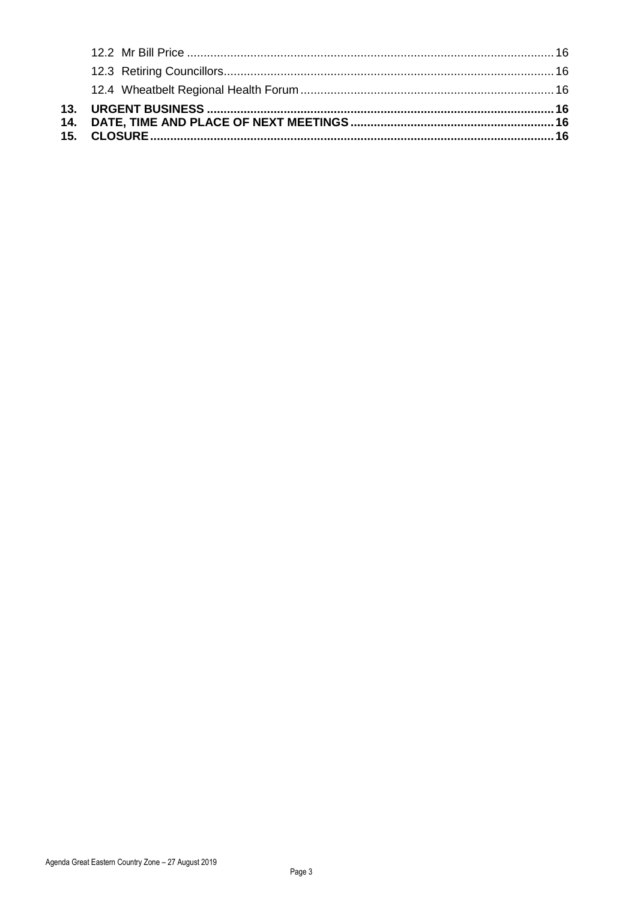12.2 Mr Bill Price ............................................................................................................ 16

12.3 Retiring Councillors................................................................................................. 16

12.4 Wheatbelt Regional Health Forum .......................................................................... 16

**13. URGENT BUSINESS ...................................................................................................... 16**

**14. DATE, TIME AND PLACE OF NEXT MEETINGS ............................................................ 16**

**15. CLOSURE ....................................................................................................................... 16**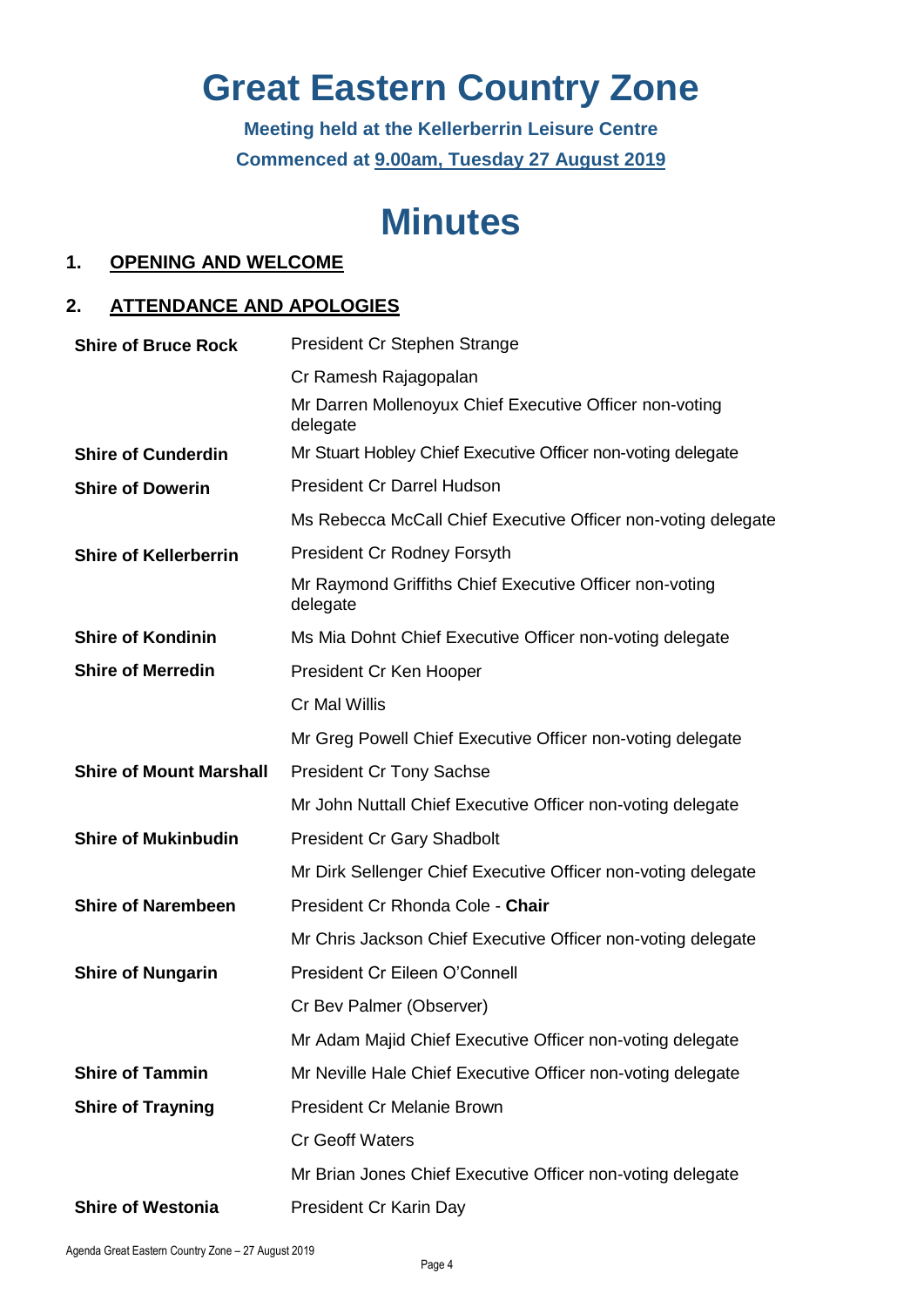# Great Eastern Country Zone

**Meeting held at the Kellerberrin Leisure Centre**

**Commenced at 9.00am, Tuesday 27 August 2019**

# Minutes

## 1. OPENING AND WELCOME

## 2. ATTENDANCE AND APOLOGIES

| | |
|---|---|
| **Shire of Bruce Rock** | President Cr Stephen Strange |
| | Cr Ramesh Rajagopalan |
| | Mr Darren Mollenoyux Chief Executive Officer non-voting delegate |
| **Shire of Cunderdin** | Mr Stuart Hobley Chief Executive Officer non-voting delegate |
| **Shire of Dowerin** | President Cr Darrel Hudson |
| | Ms Rebecca McCall Chief Executive Officer non-voting delegate |
| **Shire of Kellerberrin** | President Cr Rodney Forsyth |
| | Mr Raymond Griffiths Chief Executive Officer non-voting delegate |
| **Shire of Kondinin** | Ms Mia Dohnt Chief Executive Officer non-voting delegate |
| **Shire of Merredin** | President Cr Ken Hooper |
| | Cr Mal Willis |
| | Mr Greg Powell Chief Executive Officer non-voting delegate |
| **Shire of Mount Marshall** | President Cr Tony Sachse |
| | Mr John Nuttall Chief Executive Officer non-voting delegate |
| **Shire of Mukinbudin** | President Cr Gary Shadbolt |
| | Mr Dirk Sellenger Chief Executive Officer non-voting delegate |
| **Shire of Narembeen** | President Cr Rhonda Cole - **Chair** |
| | Mr Chris Jackson Chief Executive Officer non-voting delegate |
| **Shire of Nungarin** | President Cr Eileen O'Connell |
| | Cr Bev Palmer (Observer) |
| | Mr Adam Majid Chief Executive Officer non-voting delegate |
| **Shire of Tammin** | Mr Neville Hale Chief Executive Officer non-voting delegate |
| **Shire of Trayning** | President Cr Melanie Brown |
| | Cr Geoff Waters |
| | Mr Brian Jones Chief Executive Officer non-voting delegate |
| **Shire of Westonia** | President Cr Karin Day |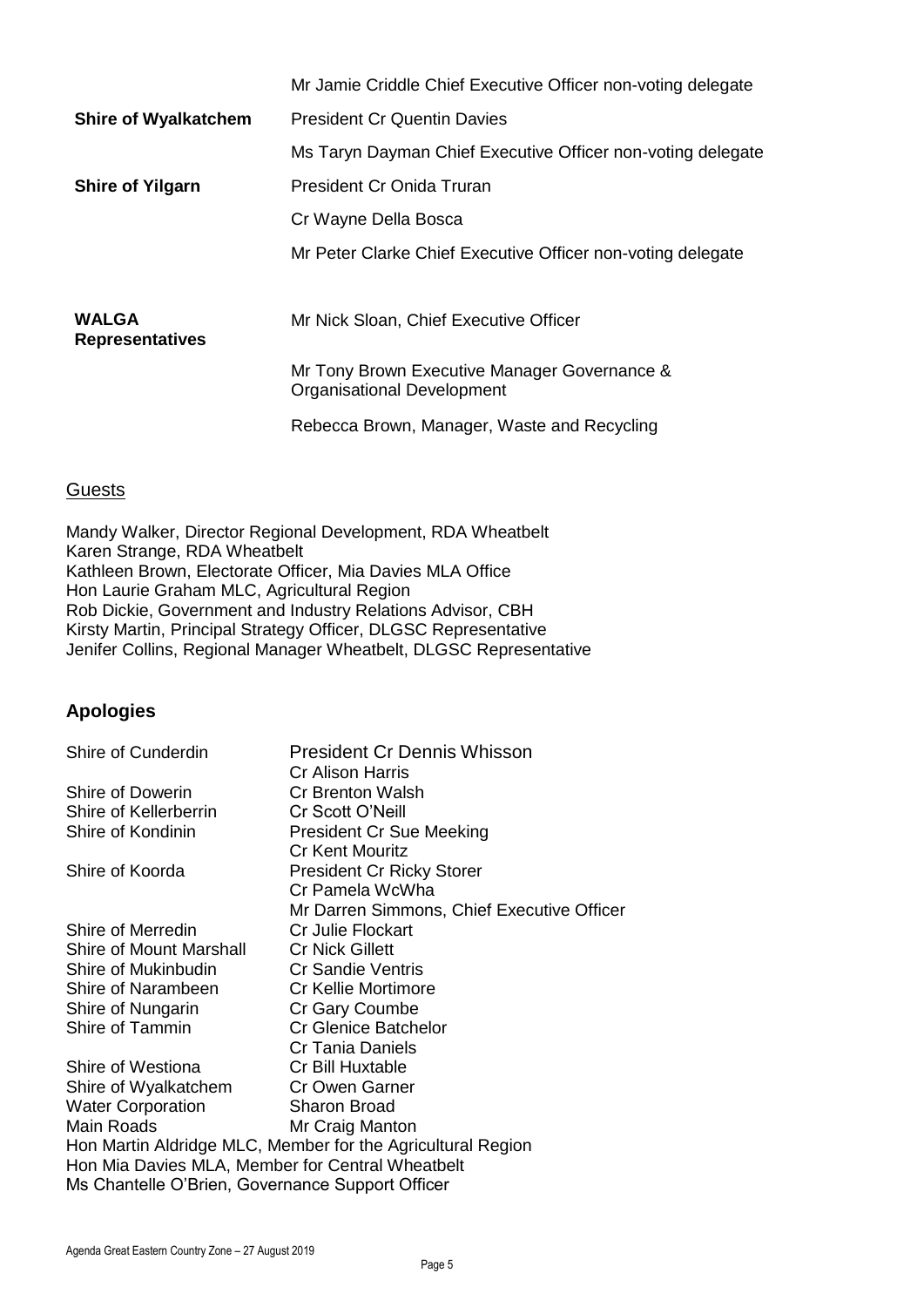| | |
|---|---|
| | Mr Jamie Criddle Chief Executive Officer non-voting delegate |
| **Shire of Wyalkatchem** | President Cr Quentin Davies |
| | Ms Taryn Dayman Chief Executive Officer non-voting delegate |
| **Shire of Yilgarn** | President Cr Onida Truran |
| | Cr Wayne Della Bosca |
| | Mr Peter Clarke Chief Executive Officer non-voting delegate |
| **WALGA Representatives** | Mr Nick Sloan, Chief Executive Officer |
| | Mr Tony Brown Executive Manager Governance & Organisational Development |
| | Rebecca Brown, Manager, Waste and Recycling |

## Guests

Mandy Walker, Director Regional Development, RDA Wheatbelt
Karen Strange, RDA Wheatbelt
Kathleen Brown, Electorate Officer, Mia Davies MLA Office
Hon Laurie Graham MLC, Agricultural Region
Rob Dickie, Government and Industry Relations Advisor, CBH
Kirsty Martin, Principal Strategy Officer, DLGSC Representative
Jenifer Collins, Regional Manager Wheatbelt, DLGSC Representative

## Apologies

| | |
|---|---|
| Shire of Cunderdin | President Cr Dennis Whisson |
| | Cr Alison Harris |
| Shire of Dowerin | Cr Brenton Walsh |
| Shire of Kellerberrin | Cr Scott O'Neill |
| Shire of Kondinin | President Cr Sue Meeking |
| | Cr Kent Mouritz |
| Shire of Koorda | President Cr Ricky Storer |
| | Cr Pamela WcWha |
| | Mr Darren Simmons, Chief Executive Officer |
| Shire of Merredin | Cr Julie Flockart |
| Shire of Mount Marshall | Cr Nick Gillett |
| Shire of Mukinbudin | Cr Sandie Ventris |
| Shire of Narambeen | Cr Kellie Mortimore |
| Shire of Nungarin | Cr Gary Coumbe |
| Shire of Tammin | Cr Glenice Batchelor |
| | Cr Tania Daniels |
| Shire of Westiona | Cr Bill Huxtable |
| Shire of Wyalkatchem | Cr Owen Garner |
| Water Corporation | Sharon Broad |
| Main Roads | Mr Craig Manton |

Hon Martin Aldridge MLC, Member for the Agricultural Region
Hon Mia Davies MLA, Member for Central Wheatbelt
Ms Chantelle O'Brien, Governance Support Officer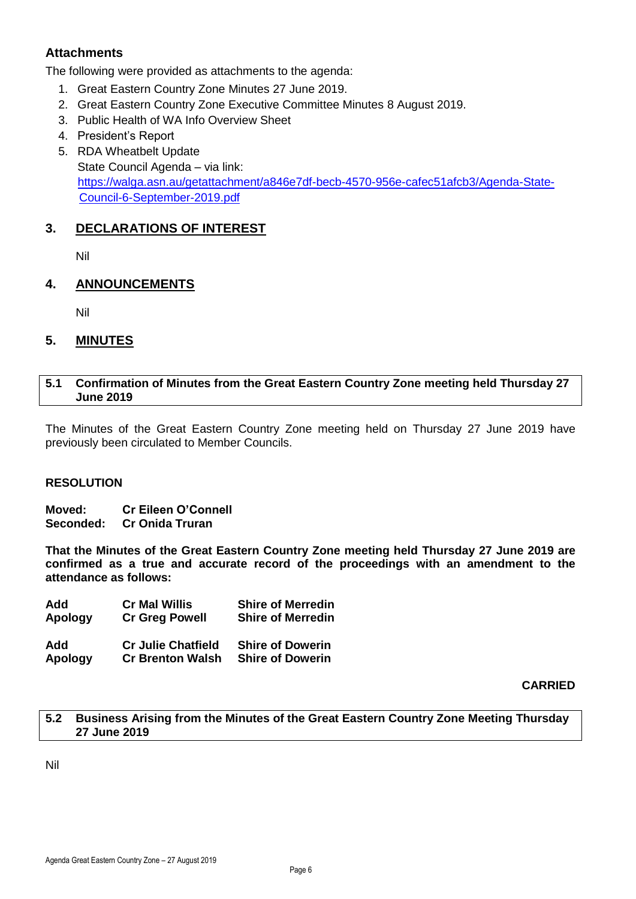## Attachments

The following were provided as attachments to the agenda:

1. Great Eastern Country Zone Minutes 27 June 2019.
2. Great Eastern Country Zone Executive Committee Minutes 8 August 2019.
3. Public Health of WA Info Overview Sheet
4. President's Report
5. RDA Wheatbelt Update
   State Council Agenda – via link:
   https://walga.asn.au/getattachment/a846e7df-becb-4570-956e-cafec51afcb3/Agenda-State-Council-6-September-2019.pdf

## 3. DECLARATIONS OF INTEREST

Nil

## 4. ANNOUNCEMENTS

Nil

## 5. MINUTES

### 5.1 Confirmation of Minutes from the Great Eastern Country Zone meeting held Thursday 27 June 2019

The Minutes of the Great Eastern Country Zone meeting held on Thursday 27 June 2019 have previously been circulated to Member Councils.

**RESOLUTION**

**Moved: Cr Eileen O'Connell**
**Seconded: Cr Onida Truran**

**That the Minutes of the Great Eastern Country Zone meeting held Thursday 27 June 2019 are confirmed as a true and accurate record of the proceedings with an amendment to the attendance as follows:**

| | | |
|---|---|---|
| **Add** | **Cr Mal Willis** | **Shire of Merredin** |
| **Apology** | **Cr Greg Powell** | **Shire of Merredin** |
| **Add** | **Cr Julie Chatfield** | **Shire of Dowerin** |
| **Apology** | **Cr Brenton Walsh** | **Shire of Dowerin** |

**CARRIED**

### 5.2 Business Arising from the Minutes of the Great Eastern Country Zone Meeting Thursday 27 June 2019

Nil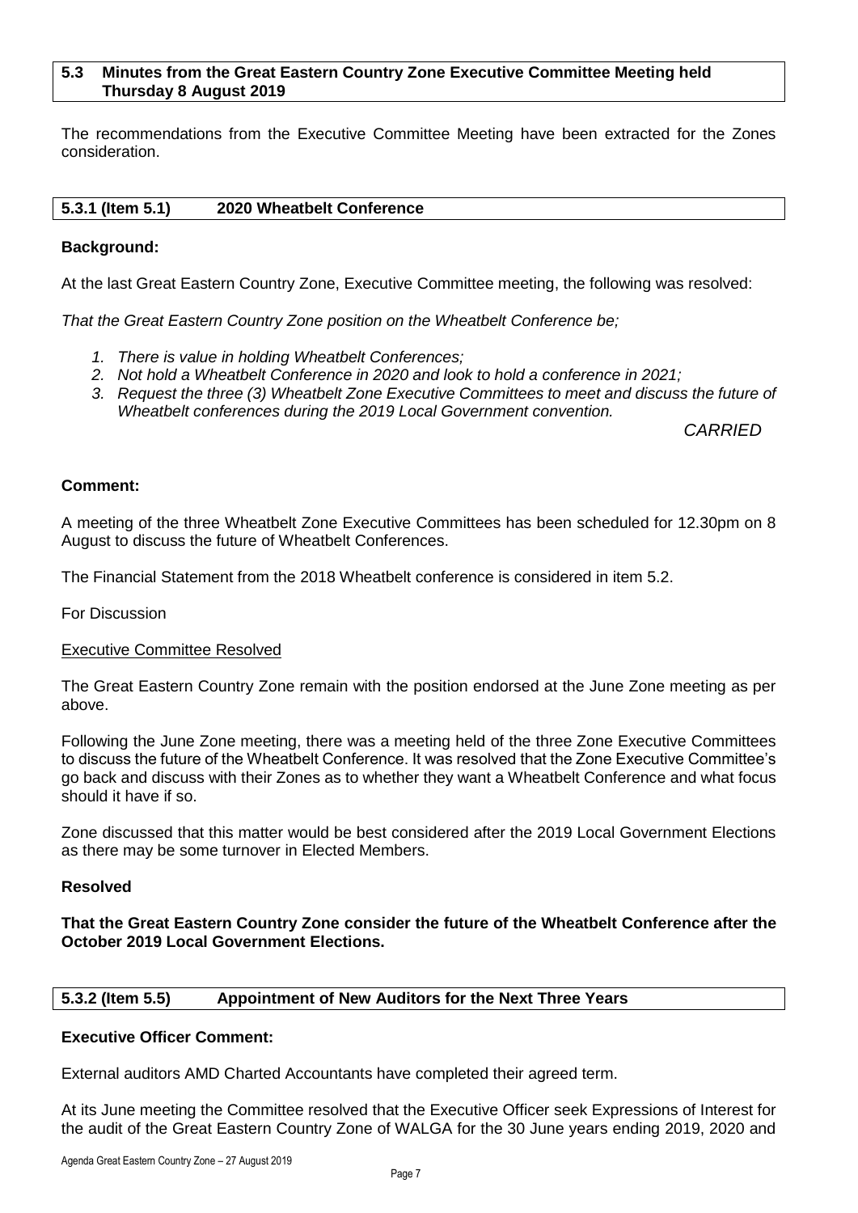### 5.3 Minutes from the Great Eastern Country Zone Executive Committee Meeting held Thursday 8 August 2019

The recommendations from the Executive Committee Meeting have been extracted for the Zones consideration.

#### 5.3.1 (Item 5.1) 2020 Wheatbelt Conference

**Background:**

At the last Great Eastern Country Zone, Executive Committee meeting, the following was resolved:

*That the Great Eastern Country Zone position on the Wheatbelt Conference be;*

1. *There is value in holding Wheatbelt Conferences;*
2. *Not hold a Wheatbelt Conference in 2020 and look to hold a conference in 2021;*
3. *Request the three (3) Wheatbelt Zone Executive Committees to meet and discuss the future of Wheatbelt conferences during the 2019 Local Government convention.*

*CARRIED*

**Comment:**

A meeting of the three Wheatbelt Zone Executive Committees has been scheduled for 12.30pm on 8 August to discuss the future of Wheatbelt Conferences.

The Financial Statement from the 2018 Wheatbelt conference is considered in item 5.2.

For Discussion

Executive Committee Resolved

The Great Eastern Country Zone remain with the position endorsed at the June Zone meeting as per above.

Following the June Zone meeting, there was a meeting held of the three Zone Executive Committees to discuss the future of the Wheatbelt Conference. It was resolved that the Zone Executive Committee's go back and discuss with their Zones as to whether they want a Wheatbelt Conference and what focus should it have if so.

Zone discussed that this matter would be best considered after the 2019 Local Government Elections as there may be some turnover in Elected Members.

**Resolved**

**That the Great Eastern Country Zone consider the future of the Wheatbelt Conference after the October 2019 Local Government Elections.**

#### 5.3.2 (Item 5.5) Appointment of New Auditors for the Next Three Years

**Executive Officer Comment:**

External auditors AMD Charted Accountants have completed their agreed term.

At its June meeting the Committee resolved that the Executive Officer seek Expressions of Interest for the audit of the Great Eastern Country Zone of WALGA for the 30 June years ending 2019, 2020 and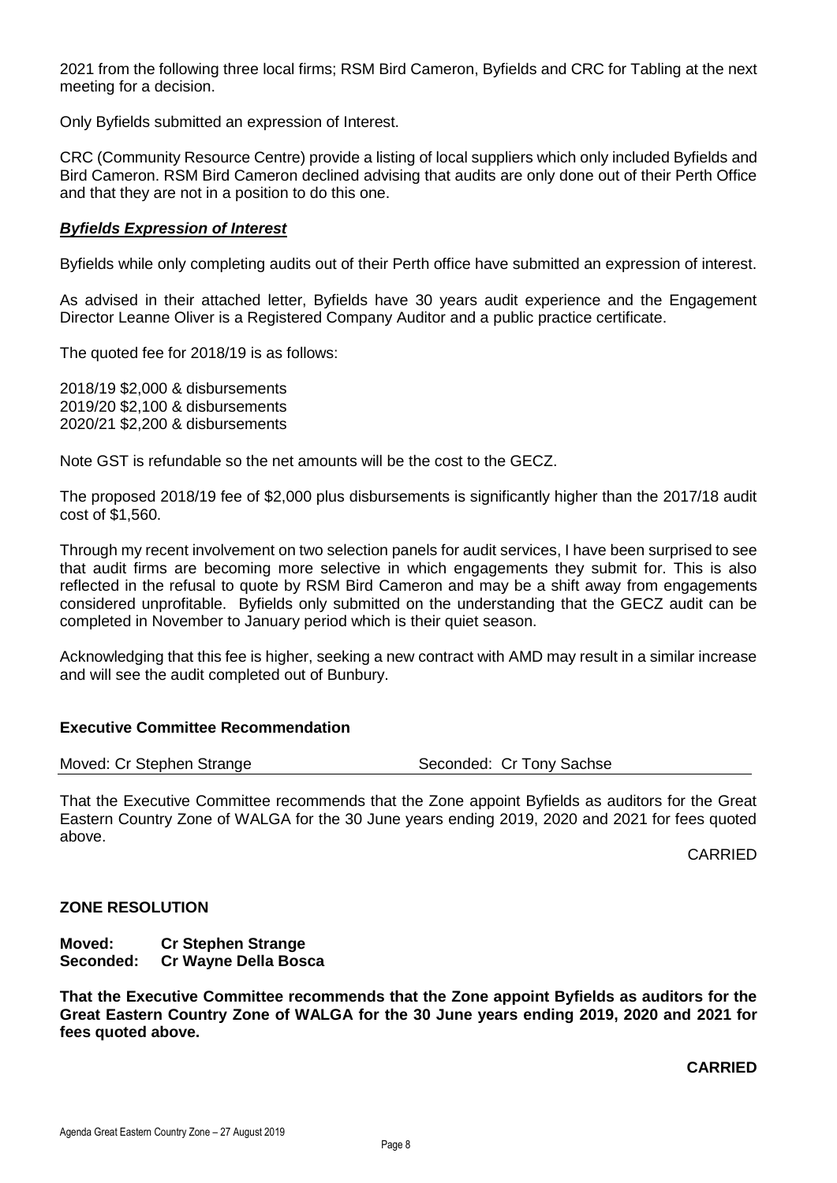2021 from the following three local firms; RSM Bird Cameron, Byfields and CRC for Tabling at the next meeting for a decision.

Only Byfields submitted an expression of Interest.

CRC (Community Resource Centre) provide a listing of local suppliers which only included Byfields and Bird Cameron. RSM Bird Cameron declined advising that audits are only done out of their Perth Office and that they are not in a position to do this one.

***Byfields Expression of Interest***

Byfields while only completing audits out of their Perth office have submitted an expression of interest.

As advised in their attached letter, Byfields have 30 years audit experience and the Engagement Director Leanne Oliver is a Registered Company Auditor and a public practice certificate.

The quoted fee for 2018/19 is as follows:

2018/19 $2,000 & disbursements
2019/20 $2,100 & disbursements
2020/21 $2,200 & disbursements

Note GST is refundable so the net amounts will be the cost to the GECZ.

The proposed 2018/19 fee of $2,000 plus disbursements is significantly higher than the 2017/18 audit cost of $1,560.

Through my recent involvement on two selection panels for audit services, I have been surprised to see that audit firms are becoming more selective in which engagements they submit for. This is also reflected in the refusal to quote by RSM Bird Cameron and may be a shift away from engagements considered unprofitable. Byfields only submitted on the understanding that the GECZ audit can be completed in November to January period which is their quiet season.

Acknowledging that this fee is higher, seeking a new contract with AMD may result in a similar increase and will see the audit completed out of Bunbury.

**Executive Committee Recommendation**

Moved: Cr Stephen Strange Seconded: Cr Tony Sachse

That the Executive Committee recommends that the Zone appoint Byfields as auditors for the Great Eastern Country Zone of WALGA for the 30 June years ending 2019, 2020 and 2021 for fees quoted above.

CARRIED

**ZONE RESOLUTION**

**Moved: Cr Stephen Strange**
**Seconded: Cr Wayne Della Bosca**

**That the Executive Committee recommends that the Zone appoint Byfields as auditors for the Great Eastern Country Zone of WALGA for the 30 June years ending 2019, 2020 and 2021 for fees quoted above.**

**CARRIED**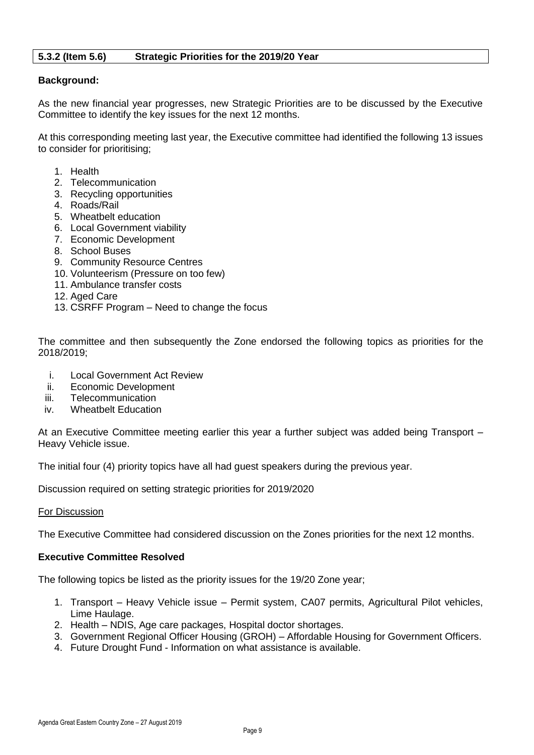## 5.3.2 (Item 5.6) Strategic Priorities for the 2019/20 Year

**Background:**

As the new financial year progresses, new Strategic Priorities are to be discussed by the Executive Committee to identify the key issues for the next 12 months.

At this corresponding meeting last year, the Executive committee had identified the following 13 issues to consider for prioritising;

1. Health
2. Telecommunication
3. Recycling opportunities
4. Roads/Rail
5. Wheatbelt education
6. Local Government viability
7. Economic Development
8. School Buses
9. Community Resource Centres
10. Volunteerism (Pressure on too few)
11. Ambulance transfer costs
12. Aged Care
13. CSRFF Program – Need to change the focus

The committee and then subsequently the Zone endorsed the following topics as priorities for the 2018/2019;

i. Local Government Act Review
ii. Economic Development
iii. Telecommunication
iv. Wheatbelt Education

At an Executive Committee meeting earlier this year a further subject was added being Transport – Heavy Vehicle issue.

The initial four (4) priority topics have all had guest speakers during the previous year.

Discussion required on setting strategic priorities for 2019/2020

For Discussion

The Executive Committee had considered discussion on the Zones priorities for the next 12 months.

**Executive Committee Resolved**

The following topics be listed as the priority issues for the 19/20 Zone year;

1. Transport – Heavy Vehicle issue – Permit system, CA07 permits, Agricultural Pilot vehicles, Lime Haulage.
2. Health – NDIS, Age care packages, Hospital doctor shortages.
3. Government Regional Officer Housing (GROH) – Affordable Housing for Government Officers.
4. Future Drought Fund - Information on what assistance is available.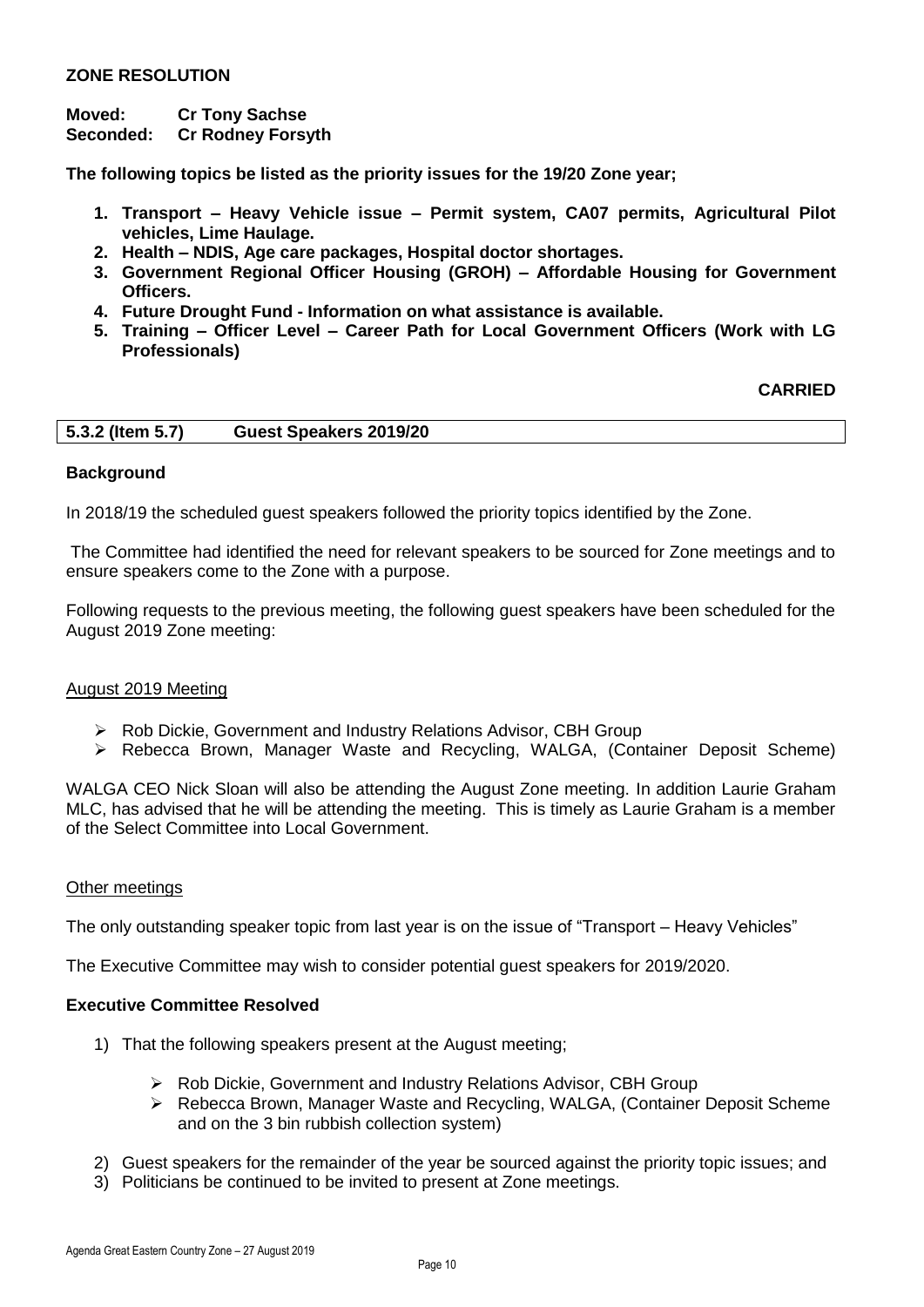**ZONE RESOLUTION**

**Moved: Cr Tony Sachse**
**Seconded: Cr Rodney Forsyth**

**The following topics be listed as the priority issues for the 19/20 Zone year;**

1. **Transport – Heavy Vehicle issue – Permit system, CA07 permits, Agricultural Pilot vehicles, Lime Haulage.**
2. **Health – NDIS, Age care packages, Hospital doctor shortages.**
3. **Government Regional Officer Housing (GROH) – Affordable Housing for Government Officers.**
4. **Future Drought Fund - Information on what assistance is available.**
5. **Training – Officer Level – Career Path for Local Government Officers (Work with LG Professionals)**

**CARRIED**

## 5.3.2 (Item 5.7) Guest Speakers 2019/20

**Background**

In 2018/19 the scheduled guest speakers followed the priority topics identified by the Zone.

The Committee had identified the need for relevant speakers to be sourced for Zone meetings and to ensure speakers come to the Zone with a purpose.

Following requests to the previous meeting, the following guest speakers have been scheduled for the August 2019 Zone meeting:

<u>August 2019 Meeting</u>

- Rob Dickie, Government and Industry Relations Advisor, CBH Group
- Rebecca Brown, Manager Waste and Recycling, WALGA, (Container Deposit Scheme)

WALGA CEO Nick Sloan will also be attending the August Zone meeting. In addition Laurie Graham MLC, has advised that he will be attending the meeting. This is timely as Laurie Graham is a member of the Select Committee into Local Government.

<u>Other meetings</u>

The only outstanding speaker topic from last year is on the issue of "Transport – Heavy Vehicles"

The Executive Committee may wish to consider potential guest speakers for 2019/2020.

**Executive Committee Resolved**

1) That the following speakers present at the August meeting;
   - Rob Dickie, Government and Industry Relations Advisor, CBH Group
   - Rebecca Brown, Manager Waste and Recycling, WALGA, (Container Deposit Scheme and on the 3 bin rubbish collection system)
2) Guest speakers for the remainder of the year be sourced against the priority topic issues; and
3) Politicians be continued to be invited to present at Zone meetings.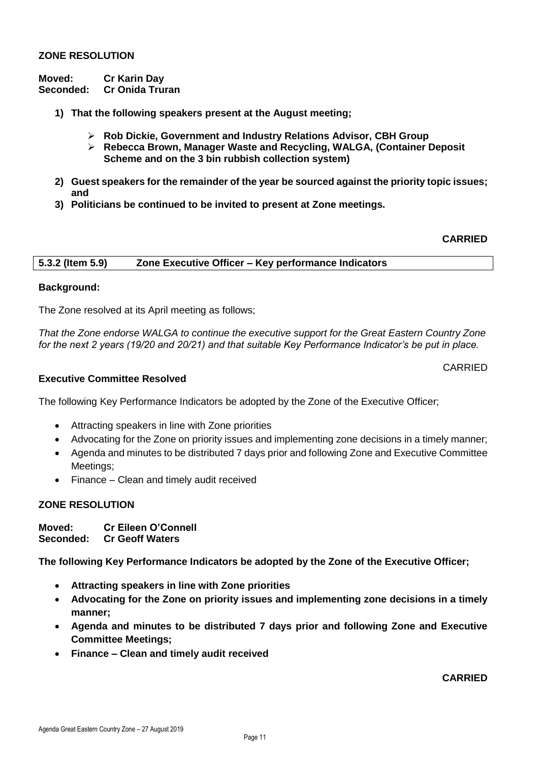**ZONE RESOLUTION**

**Moved: Cr Karin Day**
**Seconded: Cr Onida Truran**

1) **That the following speakers present at the August meeting;**
   - **Rob Dickie, Government and Industry Relations Advisor, CBH Group**
   - **Rebecca Brown, Manager Waste and Recycling, WALGA, (Container Deposit Scheme and on the 3 bin rubbish collection system)**
2) **Guest speakers for the remainder of the year be sourced against the priority topic issues; and**
3) **Politicians be continued to be invited to present at Zone meetings.**

**CARRIED**

### 5.3.2 (Item 5.9) Zone Executive Officer – Key performance Indicators

**Background:**

The Zone resolved at its April meeting as follows;

*That the Zone endorse WALGA to continue the executive support for the Great Eastern Country Zone for the next 2 years (19/20 and 20/21) and that suitable Key Performance Indicator's be put in place.*

CARRIED

**Executive Committee Resolved**

The following Key Performance Indicators be adopted by the Zone of the Executive Officer;

- Attracting speakers in line with Zone priorities
- Advocating for the Zone on priority issues and implementing zone decisions in a timely manner;
- Agenda and minutes to be distributed 7 days prior and following Zone and Executive Committee Meetings;
- Finance – Clean and timely audit received

**ZONE RESOLUTION**

**Moved: Cr Eileen O'Connell**
**Seconded: Cr Geoff Waters**

**The following Key Performance Indicators be adopted by the Zone of the Executive Officer;**

- **Attracting speakers in line with Zone priorities**
- **Advocating for the Zone on priority issues and implementing zone decisions in a timely manner;**
- **Agenda and minutes to be distributed 7 days prior and following Zone and Executive Committee Meetings;**
- **Finance – Clean and timely audit received**

**CARRIED**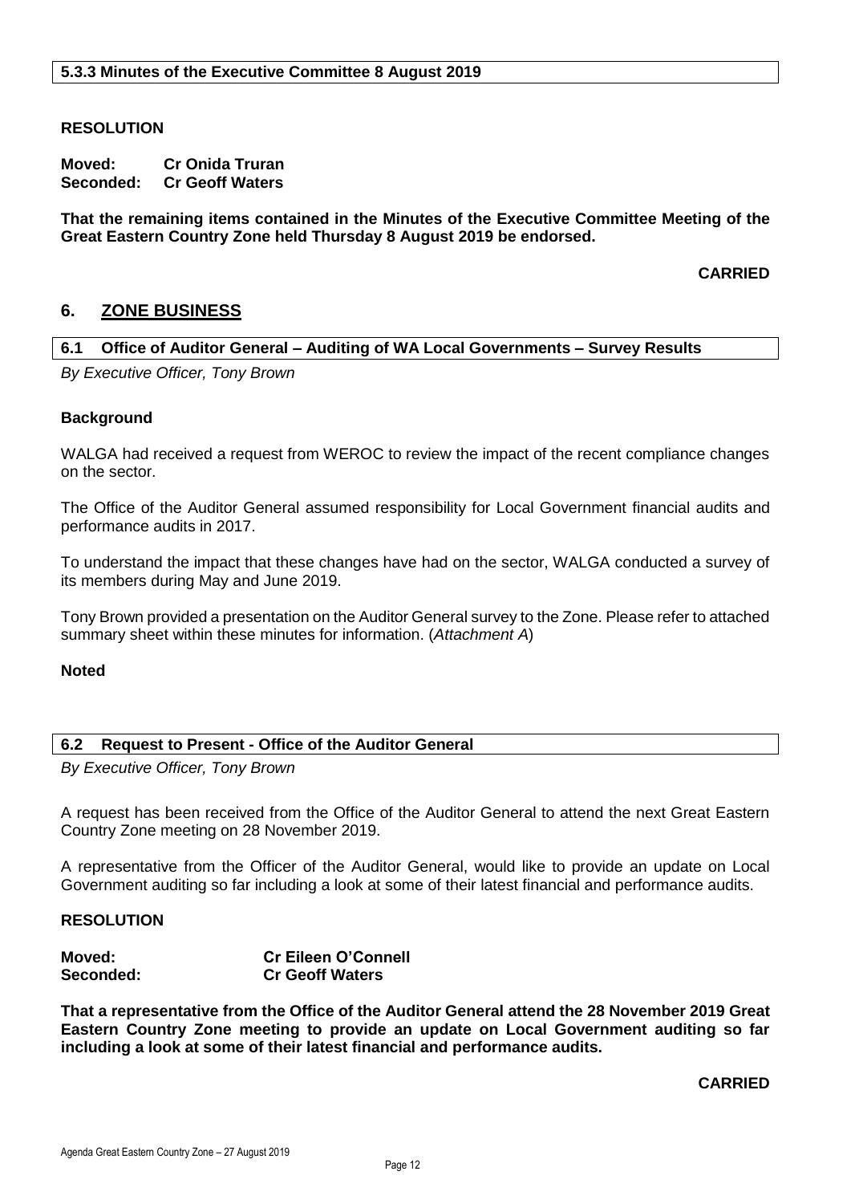### 5.3.3 Minutes of the Executive Committee 8 August 2019

**RESOLUTION**

**Moved: Cr Onida Truran**
**Seconded: Cr Geoff Waters**

**That the remaining items contained in the Minutes of the Executive Committee Meeting of the Great Eastern Country Zone held Thursday 8 August 2019 be endorsed.**

**CARRIED**

## 6. ZONE BUSINESS

### 6.1 Office of Auditor General – Auditing of WA Local Governments – Survey Results

*By Executive Officer, Tony Brown*

**Background**

WALGA had received a request from WEROC to review the impact of the recent compliance changes on the sector.

The Office of the Auditor General assumed responsibility for Local Government financial audits and performance audits in 2017.

To understand the impact that these changes have had on the sector, WALGA conducted a survey of its members during May and June 2019.

Tony Brown provided a presentation on the Auditor General survey to the Zone. Please refer to attached summary sheet within these minutes for information. (*Attachment A*)

**Noted**

### 6.2 Request to Present - Office of the Auditor General

*By Executive Officer, Tony Brown*

A request has been received from the Office of the Auditor General to attend the next Great Eastern Country Zone meeting on 28 November 2019.

A representative from the Officer of the Auditor General, would like to provide an update on Local Government auditing so far including a look at some of their latest financial and performance audits.

**RESOLUTION**

**Moved: Cr Eileen O'Connell**
**Seconded: Cr Geoff Waters**

**That a representative from the Office of the Auditor General attend the 28 November 2019 Great Eastern Country Zone meeting to provide an update on Local Government auditing so far including a look at some of their latest financial and performance audits.**

**CARRIED**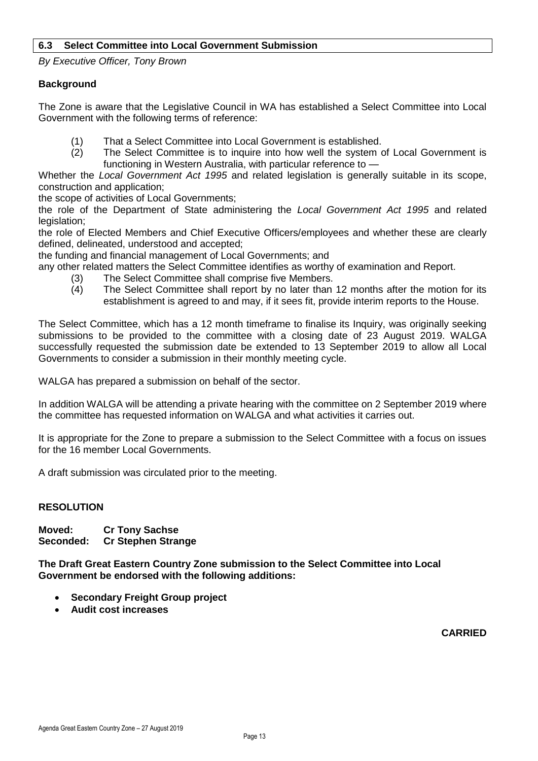## 6.3 Select Committee into Local Government Submission

*By Executive Officer, Tony Brown*

**Background**

The Zone is aware that the Legislative Council in WA has established a Select Committee into Local Government with the following terms of reference:

(1) That a Select Committee into Local Government is established.
(2) The Select Committee is to inquire into how well the system of Local Government is functioning in Western Australia, with particular reference to —

Whether the *Local Government Act 1995* and related legislation is generally suitable in its scope, construction and application;

the scope of activities of Local Governments;

the role of the Department of State administering the *Local Government Act 1995* and related legislation;

the role of Elected Members and Chief Executive Officers/employees and whether these are clearly defined, delineated, understood and accepted;

the funding and financial management of Local Governments; and

any other related matters the Select Committee identifies as worthy of examination and Report.

(3) The Select Committee shall comprise five Members.
(4) The Select Committee shall report by no later than 12 months after the motion for its establishment is agreed to and may, if it sees fit, provide interim reports to the House.

The Select Committee, which has a 12 month timeframe to finalise its Inquiry, was originally seeking submissions to be provided to the committee with a closing date of 23 August 2019. WALGA successfully requested the submission date be extended to 13 September 2019 to allow all Local Governments to consider a submission in their monthly meeting cycle.

WALGA has prepared a submission on behalf of the sector.

In addition WALGA will be attending a private hearing with the committee on 2 September 2019 where the committee has requested information on WALGA and what activities it carries out.

It is appropriate for the Zone to prepare a submission to the Select Committee with a focus on issues for the 16 member Local Governments.

A draft submission was circulated prior to the meeting.

**RESOLUTION**

**Moved: Cr Tony Sachse**
**Seconded: Cr Stephen Strange**

**The Draft Great Eastern Country Zone submission to the Select Committee into Local Government be endorsed with the following additions:**

- **Secondary Freight Group project**
- **Audit cost increases**

**CARRIED**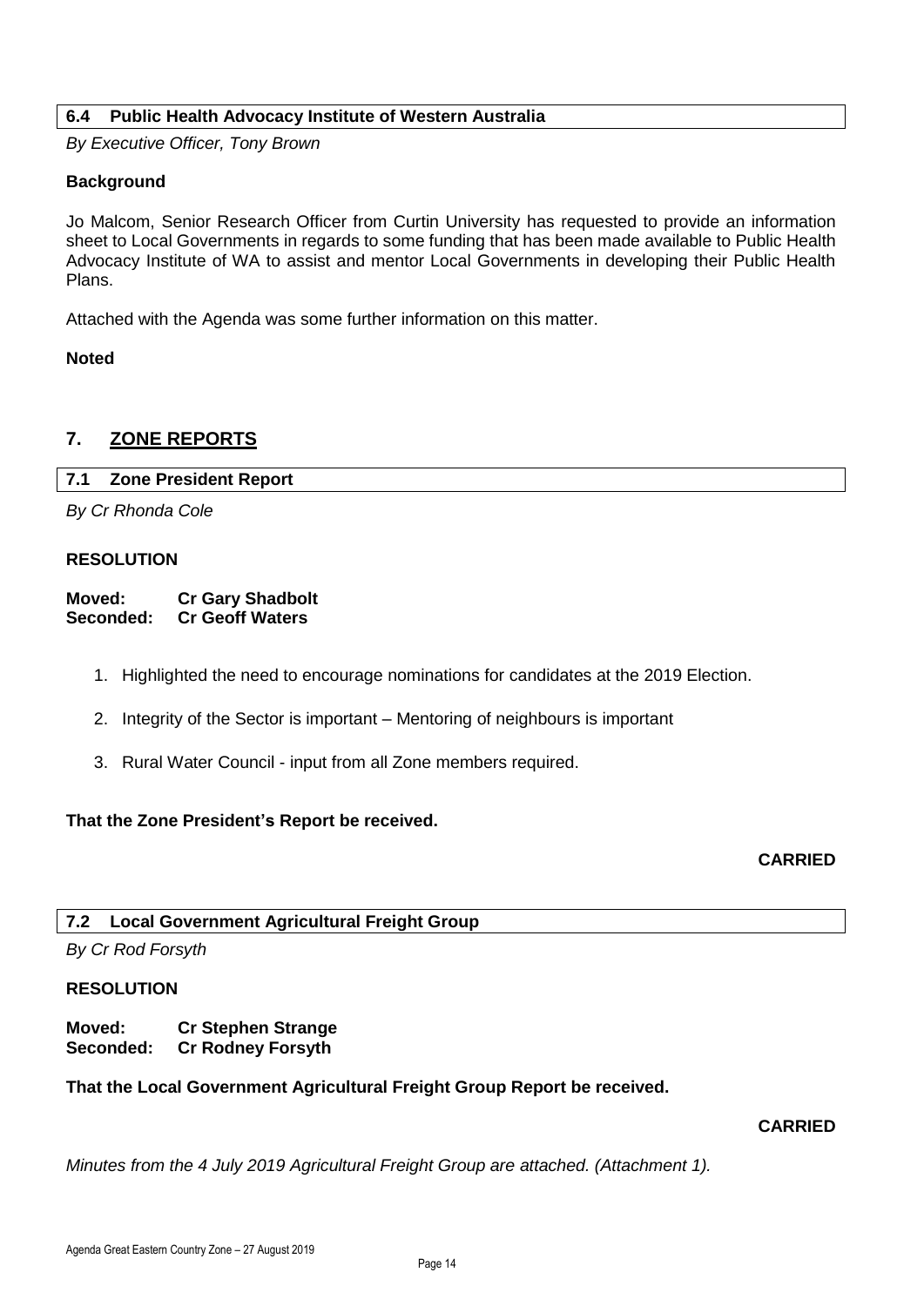### 6.4 Public Health Advocacy Institute of Western Australia

*By Executive Officer, Tony Brown*

**Background**

Jo Malcom, Senior Research Officer from Curtin University has requested to provide an information sheet to Local Governments in regards to some funding that has been made available to Public Health Advocacy Institute of WA to assist and mentor Local Governments in developing their Public Health Plans.

Attached with the Agenda was some further information on this matter.

**Noted**

## 7. ZONE REPORTS

### 7.1 Zone President Report

*By Cr Rhonda Cole*

**RESOLUTION**

**Moved: Cr Gary Shadbolt**
**Seconded: Cr Geoff Waters**

1. Highlighted the need to encourage nominations for candidates at the 2019 Election.
2. Integrity of the Sector is important – Mentoring of neighbours is important
3. Rural Water Council - input from all Zone members required.

**That the Zone President's Report be received.**

**CARRIED**

### 7.2 Local Government Agricultural Freight Group

*By Cr Rod Forsyth*

**RESOLUTION**

**Moved: Cr Stephen Strange**
**Seconded: Cr Rodney Forsyth**

**That the Local Government Agricultural Freight Group Report be received.**

**CARRIED**

*Minutes from the 4 July 2019 Agricultural Freight Group are attached. (Attachment 1).*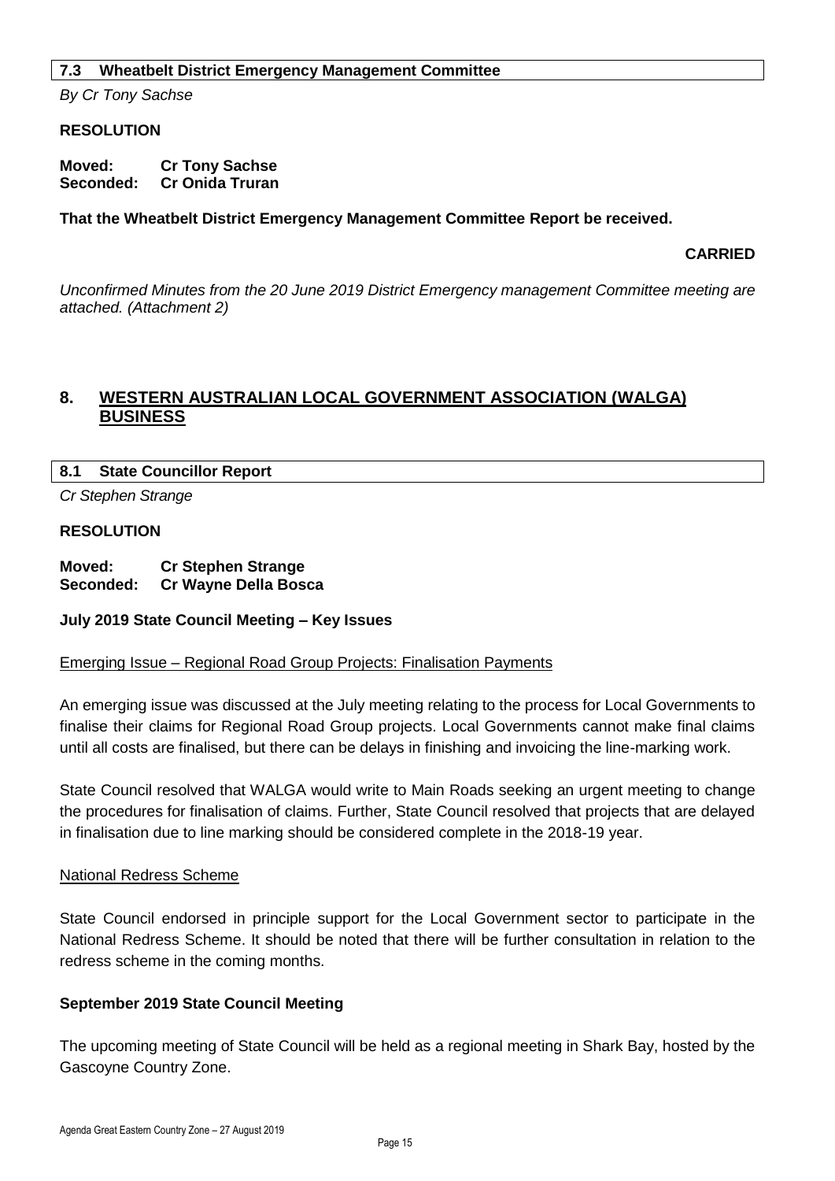### 7.3 Wheatbelt District Emergency Management Committee

*By Cr Tony Sachse*

**RESOLUTION**

**Moved: Cr Tony Sachse**
**Seconded: Cr Onida Truran**

**That the Wheatbelt District Emergency Management Committee Report be received.**

**CARRIED**

*Unconfirmed Minutes from the 20 June 2019 District Emergency management Committee meeting are attached. (Attachment 2)*

## 8. WESTERN AUSTRALIAN LOCAL GOVERNMENT ASSOCIATION (WALGA) BUSINESS

### 8.1 State Councillor Report

*Cr Stephen Strange*

**RESOLUTION**

**Moved: Cr Stephen Strange**
**Seconded: Cr Wayne Della Bosca**

**July 2019 State Council Meeting – Key Issues**

Emerging Issue – Regional Road Group Projects: Finalisation Payments

An emerging issue was discussed at the July meeting relating to the process for Local Governments to finalise their claims for Regional Road Group projects. Local Governments cannot make final claims until all costs are finalised, but there can be delays in finishing and invoicing the line-marking work.

State Council resolved that WALGA would write to Main Roads seeking an urgent meeting to change the procedures for finalisation of claims. Further, State Council resolved that projects that are delayed in finalisation due to line marking should be considered complete in the 2018-19 year.

National Redress Scheme

State Council endorsed in principle support for the Local Government sector to participate in the National Redress Scheme. It should be noted that there will be further consultation in relation to the redress scheme in the coming months.

**September 2019 State Council Meeting**

The upcoming meeting of State Council will be held as a regional meeting in Shark Bay, hosted by the Gascoyne Country Zone.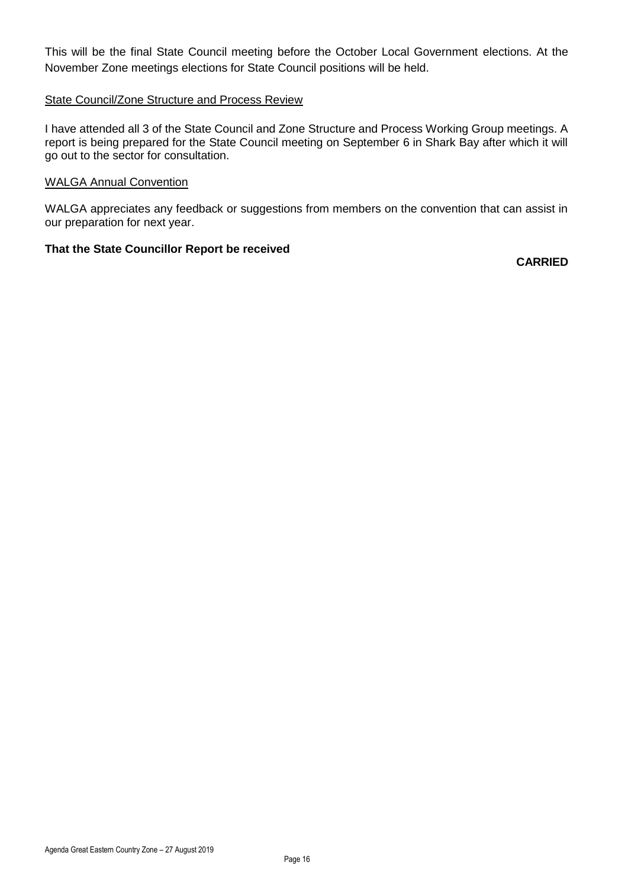This will be the final State Council meeting before the October Local Government elections. At the November Zone meetings elections for State Council positions will be held.

State Council/Zone Structure and Process Review

I have attended all 3 of the State Council and Zone Structure and Process Working Group meetings. A report is being prepared for the State Council meeting on September 6 in Shark Bay after which it will go out to the sector for consultation.

WALGA Annual Convention

WALGA appreciates any feedback or suggestions from members on the convention that can assist in our preparation for next year.

**That the State Councillor Report be received**

**CARRIED**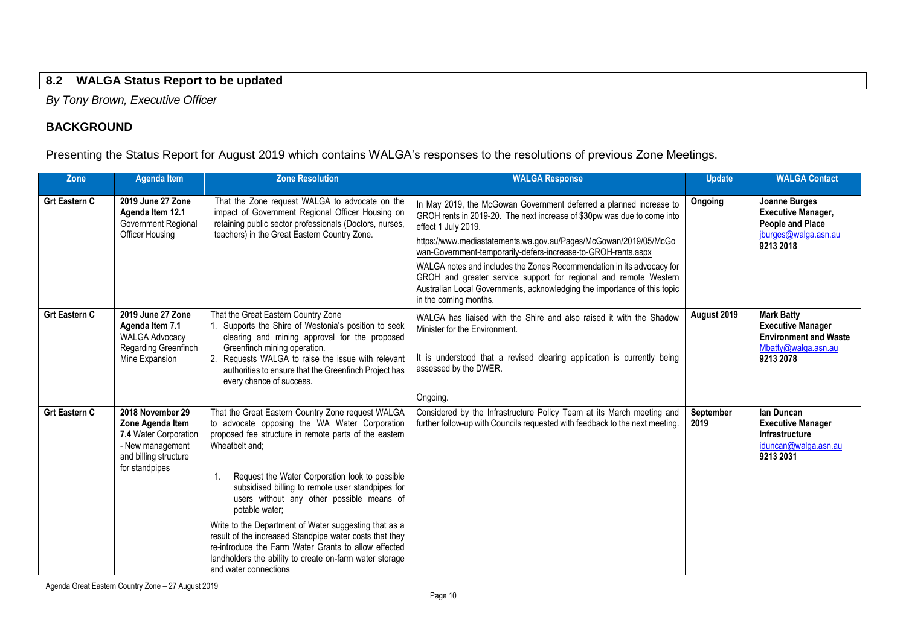## 8.2 WALGA Status Report to be updated

*By Tony Brown, Executive Officer*

### BACKGROUND

Presenting the Status Report for August 2019 which contains WALGA's responses to the resolutions of previous Zone Meetings.

| Zone | Agenda Item | Zone Resolution | WALGA Response | Update | WALGA Contact |
|---|---|---|---|---|---|
| **Grt Eastern C** | **2019 June 27 Zone Agenda Item 12.1** Government Regional Officer Housing | That the Zone request WALGA to advocate on the impact of Government Regional Officer Housing on retaining public sector professionals (Doctors, nurses, teachers) in the Great Eastern Country Zone. | In May 2019, the McGowan Government deferred a planned increase to GROH rents in 2019-20. The next increase of $30pw was due to come into effect 1 July 2019.<br><br>https://www.mediastatements.wa.gov.au/Pages/McGowan/2019/05/McGowan-Government-temporarily-defers-increase-to-GROH-rents.aspx<br><br>WALGA notes and includes the Zones Recommendation in its advocacy for GROH and greater service support for regional and remote Western Australian Local Governments, acknowledging the importance of this topic in the coming months. | **Ongoing** | **Joanne Burges Executive Manager, People and Place** jburges@walga.asn.au **9213 2018** |
| **Grt Eastern C** | **2019 June 27 Zone Agenda Item 7.1** WALGA Advocacy Regarding Greenfinch Mine Expansion | That the Great Eastern Country Zone<br>1. Supports the Shire of Westonia's position to seek clearing and mining approval for the proposed Greenfinch mining operation.<br>2. Requests WALGA to raise the issue with relevant authorities to ensure that the Greenfinch Project has every chance of success. | WALGA has liaised with the Shire and also raised it with the Shadow Minister for the Environment.<br><br>It is understood that a revised clearing application is currently being assessed by the DWER.<br><br>Ongoing. | **August 2019** | **Mark Batty Executive Manager Environment and Waste** Mbatty@walga.asn.au **9213 2078** |
| **Grt Eastern C** | **2018 November 29 Zone Agenda Item 7.4** Water Corporation - New management and billing structure for standpipes | That the Great Eastern Country Zone request WALGA to advocate opposing the WA Water Corporation proposed fee structure in remote parts of the eastern Wheatbelt and;<br><br>1. Request the Water Corporation look to possible subsidised billing to remote user standpipes for users without any other possible means of potable water;<br><br>Write to the Department of Water suggesting that as a result of the increased Standpipe water costs that they re-introduce the Farm Water Grants to allow effected landholders the ability to create on-farm water storage and water connections | Considered by the Infrastructure Policy Team at its March meeting and further follow-up with Councils requested with feedback to the next meeting. | **September 2019** | **Ian Duncan Executive Manager Infrastructure** iduncan@walga.asn.au **9213 2031** |

Agenda Great Eastern Country Zone – 27 August 2019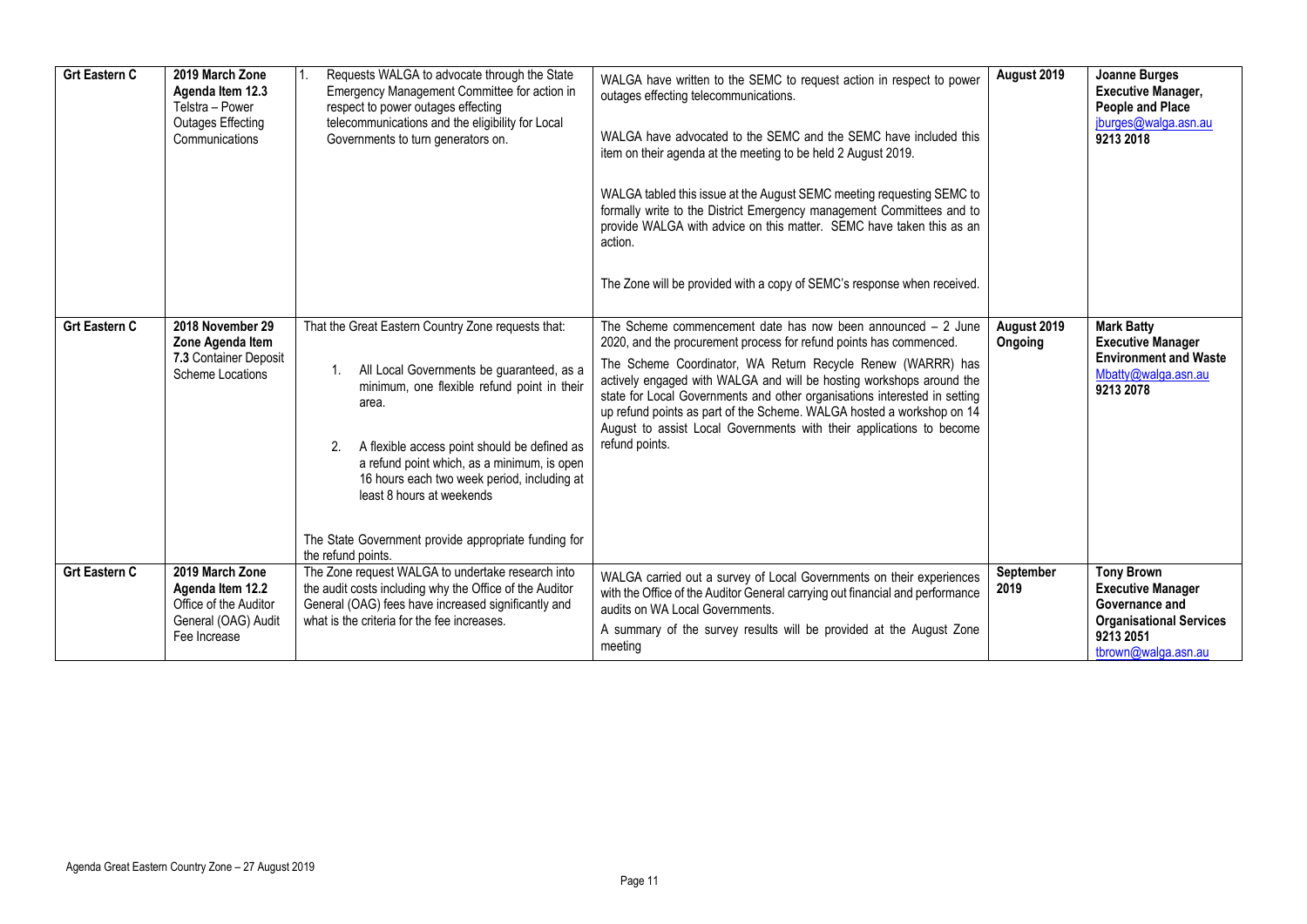| | | | | | |
|---|---|---|---|---|---|
| **Grt Eastern C** | **2019 March Zone Agenda Item 12.3** Telstra – Power Outages Effecting Communications | 1. Requests WALGA to advocate through the State Emergency Management Committee for action in respect to power outages effecting telecommunications and the eligibility for Local Governments to turn generators on. | WALGA have written to the SEMC to request action in respect to power outages effecting telecommunications.<br><br>WALGA have advocated to the SEMC and the SEMC have included this item on their agenda at the meeting to be held 2 August 2019.<br><br>WALGA tabled this issue at the August SEMC meeting requesting SEMC to formally write to the District Emergency management Committees and to provide WALGA with advice on this matter. SEMC have taken this as an action.<br><br>The Zone will be provided with a copy of SEMC's response when received. | **August 2019** | **Joanne Burges**<br>**Executive Manager, People and Place**<br>jburges@walga.asn.au<br>**9213 2018** |
| **Grt Eastern C** | **2018 November 29 Zone Agenda Item 7.3** Container Deposit Scheme Locations | That the Great Eastern Country Zone requests that:<br><br>1. All Local Governments be guaranteed, as a minimum, one flexible refund point in their area.<br><br>2. A flexible access point should be defined as a refund point which, as a minimum, is open 16 hours each two week period, including at least 8 hours at weekends<br><br>The State Government provide appropriate funding for the refund points. | The Scheme commencement date has now been announced – 2 June 2020, and the procurement process for refund points has commenced.<br><br>The Scheme Coordinator, WA Return Recycle Renew (WARRR) has actively engaged with WALGA and will be hosting workshops around the state for Local Governments and other organisations interested in setting up refund points as part of the Scheme. WALGA hosted a workshop on 14 August to assist Local Governments with their applications to become refund points. | **August 2019 Ongoing** | **Mark Batty**<br>**Executive Manager Environment and Waste**<br>Mbatty@walga.asn.au<br>**9213 2078** |
| **Grt Eastern C** | **2019 March Zone Agenda Item 12.2** Office of the Auditor General (OAG) Audit Fee Increase | The Zone request WALGA to undertake research into the audit costs including why the Office of the Auditor General (OAG) fees have increased significantly and what is the criteria for the fee increases. | WALGA carried out a survey of Local Governments on their experiences with the Office of the Auditor General carrying out financial and performance audits on WA Local Governments.<br><br>A summary of the survey results will be provided at the August Zone meeting | **September 2019** | **Tony Brown**<br>**Executive Manager Governance and Organisational Services**<br>**9213 2051**<br>tbrown@walga.asn.au |

Agenda Great Eastern Country Zone – 27 August 2019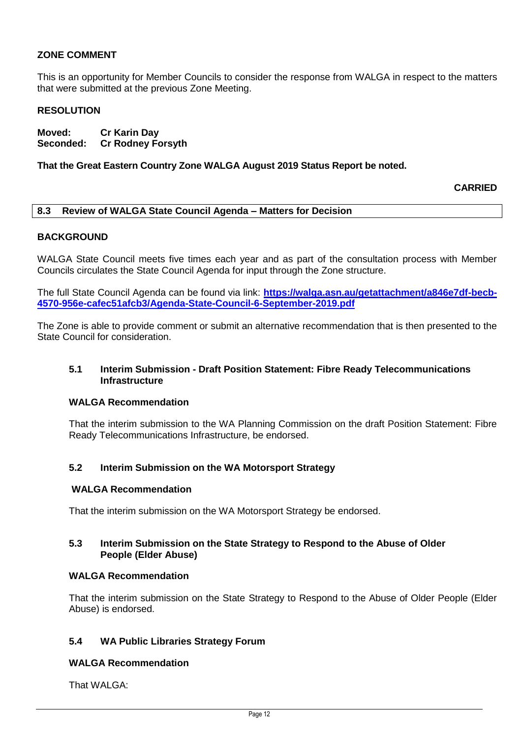**ZONE COMMENT**

This is an opportunity for Member Councils to consider the response from WALGA in respect to the matters that were submitted at the previous Zone Meeting.

**RESOLUTION**

**Moved: Cr Karin Day**
**Seconded: Cr Rodney Forsyth**

**That the Great Eastern Country Zone WALGA August 2019 Status Report be noted.**

**CARRIED**

## 8.3 Review of WALGA State Council Agenda – Matters for Decision

**BACKGROUND**

WALGA State Council meets five times each year and as part of the consultation process with Member Councils circulates the State Council Agenda for input through the Zone structure.

The full State Council Agenda can be found via link: **https://walga.asn.au/getattachment/a846e7df-becb-4570-956e-cafec51afcb3/Agenda-State-Council-6-September-2019.pdf**

The Zone is able to provide comment or submit an alternative recommendation that is then presented to the State Council for consideration.

### 5.1 Interim Submission - Draft Position Statement: Fibre Ready Telecommunications Infrastructure

**WALGA Recommendation**

That the interim submission to the WA Planning Commission on the draft Position Statement: Fibre Ready Telecommunications Infrastructure, be endorsed.

### 5.2 Interim Submission on the WA Motorsport Strategy

**WALGA Recommendation**

That the interim submission on the WA Motorsport Strategy be endorsed.

### 5.3 Interim Submission on the State Strategy to Respond to the Abuse of Older People (Elder Abuse)

**WALGA Recommendation**

That the interim submission on the State Strategy to Respond to the Abuse of Older People (Elder Abuse) is endorsed.

### 5.4 WA Public Libraries Strategy Forum

**WALGA Recommendation**

That WALGA: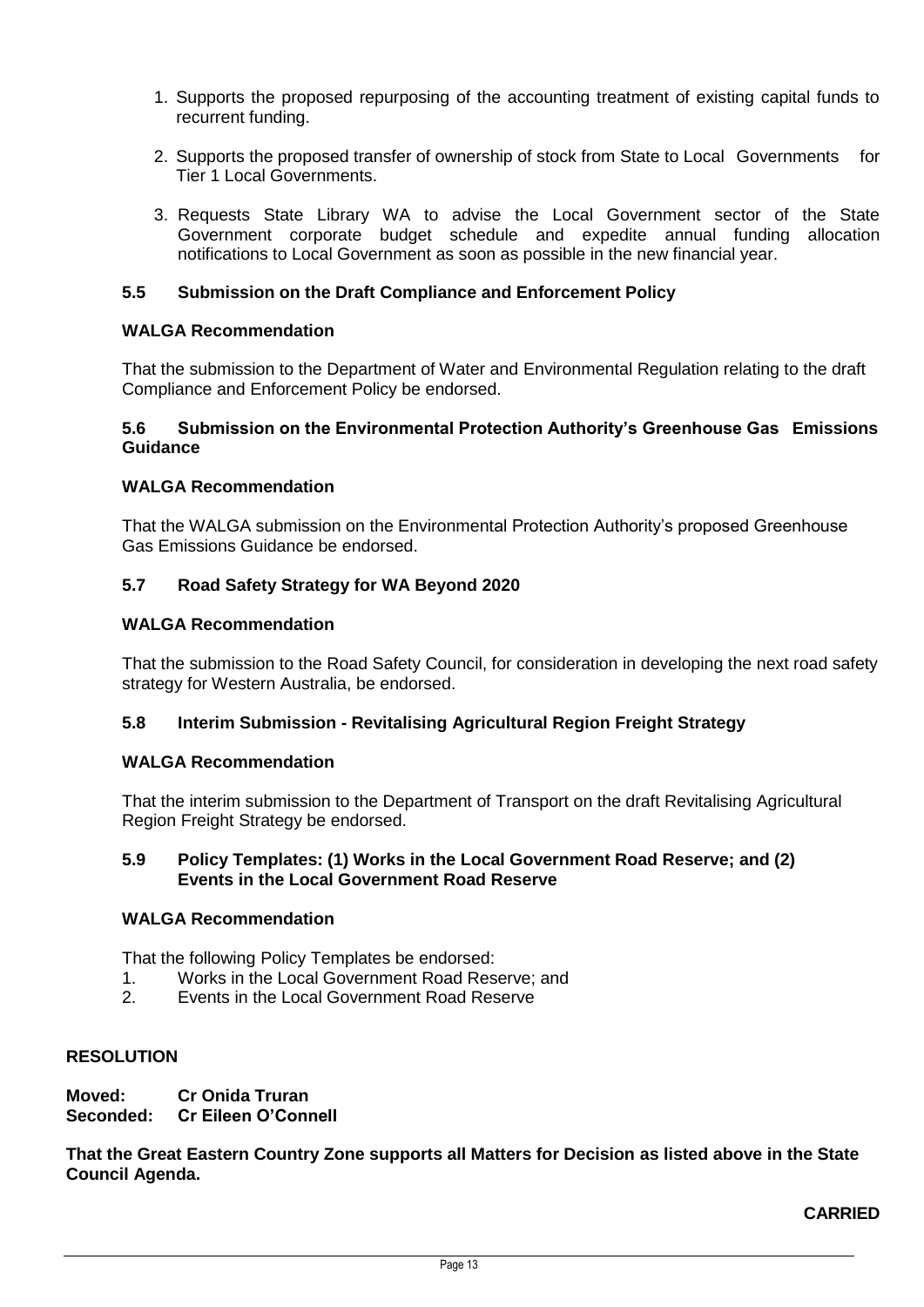1. Supports the proposed repurposing of the accounting treatment of existing capital funds to recurrent funding.

2. Supports the proposed transfer of ownership of stock from State to Local Governments for Tier 1 Local Governments.

3. Requests State Library WA to advise the Local Government sector of the State Government corporate budget schedule and expedite annual funding allocation notifications to Local Government as soon as possible in the new financial year.

### 5.5 Submission on the Draft Compliance and Enforcement Policy

**WALGA Recommendation**

That the submission to the Department of Water and Environmental Regulation relating to the draft Compliance and Enforcement Policy be endorsed.

### 5.6 Submission on the Environmental Protection Authority's Greenhouse Gas Emissions Guidance

**WALGA Recommendation**

That the WALGA submission on the Environmental Protection Authority's proposed Greenhouse Gas Emissions Guidance be endorsed.

### 5.7 Road Safety Strategy for WA Beyond 2020

**WALGA Recommendation**

That the submission to the Road Safety Council, for consideration in developing the next road safety strategy for Western Australia, be endorsed.

### 5.8 Interim Submission - Revitalising Agricultural Region Freight Strategy

**WALGA Recommendation**

That the interim submission to the Department of Transport on the draft Revitalising Agricultural Region Freight Strategy be endorsed.

### 5.9 Policy Templates: (1) Works in the Local Government Road Reserve; and (2) Events in the Local Government Road Reserve

**WALGA Recommendation**

That the following Policy Templates be endorsed:

1. Works in the Local Government Road Reserve; and
2. Events in the Local Government Road Reserve

**RESOLUTION**

**Moved: Cr Onida Truran**
**Seconded: Cr Eileen O'Connell**

**That the Great Eastern Country Zone supports all Matters for Decision as listed above in the State Council Agenda.**

**CARRIED**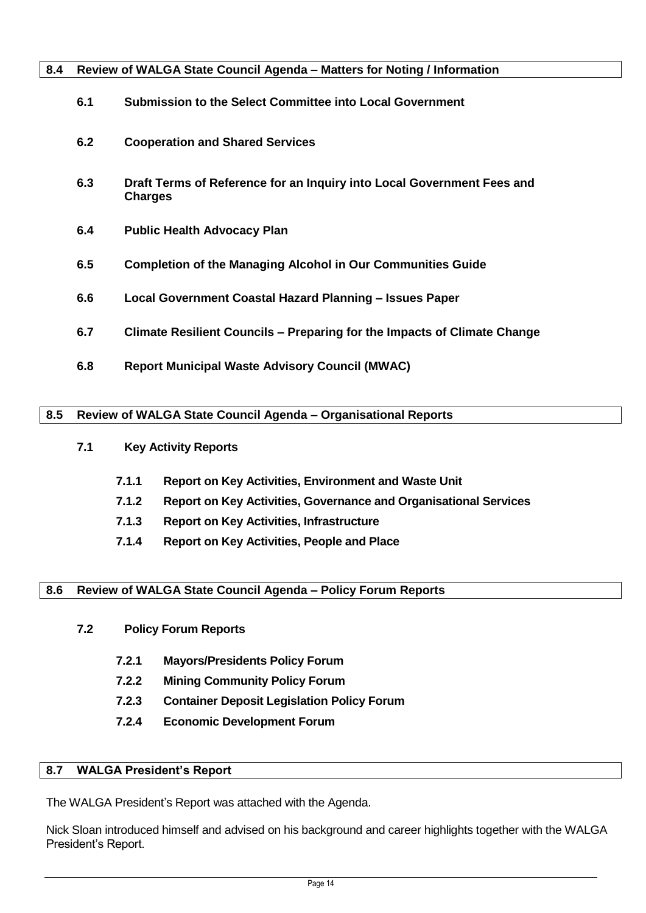## 8.4 Review of WALGA State Council Agenda – Matters for Noting / Information

**6.1 Submission to the Select Committee into Local Government**

**6.2 Cooperation and Shared Services**

**6.3 Draft Terms of Reference for an Inquiry into Local Government Fees and Charges**

**6.4 Public Health Advocacy Plan**

**6.5 Completion of the Managing Alcohol in Our Communities Guide**

**6.6 Local Government Coastal Hazard Planning – Issues Paper**

**6.7 Climate Resilient Councils – Preparing for the Impacts of Climate Change**

**6.8 Report Municipal Waste Advisory Council (MWAC)**

## 8.5 Review of WALGA State Council Agenda – Organisational Reports

**7.1 Key Activity Reports**

- **7.1.1 Report on Key Activities, Environment and Waste Unit**
- **7.1.2 Report on Key Activities, Governance and Organisational Services**
- **7.1.3 Report on Key Activities, Infrastructure**
- **7.1.4 Report on Key Activities, People and Place**

## 8.6 Review of WALGA State Council Agenda – Policy Forum Reports

**7.2 Policy Forum Reports**

- **7.2.1 Mayors/Presidents Policy Forum**
- **7.2.2 Mining Community Policy Forum**
- **7.2.3 Container Deposit Legislation Policy Forum**
- **7.2.4 Economic Development Forum**

## 8.7 WALGA President's Report

The WALGA President's Report was attached with the Agenda.

Nick Sloan introduced himself and advised on his background and career highlights together with the WALGA President's Report.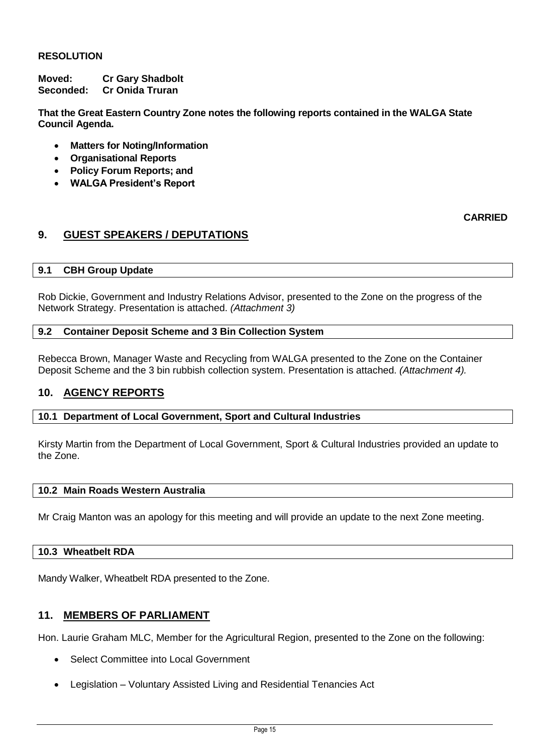**RESOLUTION**

**Moved: Cr Gary Shadbolt**
**Seconded: Cr Onida Truran**

**That the Great Eastern Country Zone notes the following reports contained in the WALGA State Council Agenda.**

- **Matters for Noting/Information**
- **Organisational Reports**
- **Policy Forum Reports; and**
- **WALGA President's Report**

**CARRIED**

## 9. GUEST SPEAKERS / DEPUTATIONS

### 9.1 CBH Group Update

Rob Dickie, Government and Industry Relations Advisor, presented to the Zone on the progress of the Network Strategy. Presentation is attached. *(Attachment 3)*

### 9.2 Container Deposit Scheme and 3 Bin Collection System

Rebecca Brown, Manager Waste and Recycling from WALGA presented to the Zone on the Container Deposit Scheme and the 3 bin rubbish collection system. Presentation is attached. *(Attachment 4).*

## 10. AGENCY REPORTS

### 10.1 Department of Local Government, Sport and Cultural Industries

Kirsty Martin from the Department of Local Government, Sport & Cultural Industries provided an update to the Zone.

### 10.2 Main Roads Western Australia

Mr Craig Manton was an apology for this meeting and will provide an update to the next Zone meeting.

### 10.3 Wheatbelt RDA

Mandy Walker, Wheatbelt RDA presented to the Zone.

## 11. MEMBERS OF PARLIAMENT

Hon. Laurie Graham MLC, Member for the Agricultural Region, presented to the Zone on the following:

- Select Committee into Local Government
- Legislation – Voluntary Assisted Living and Residential Tenancies Act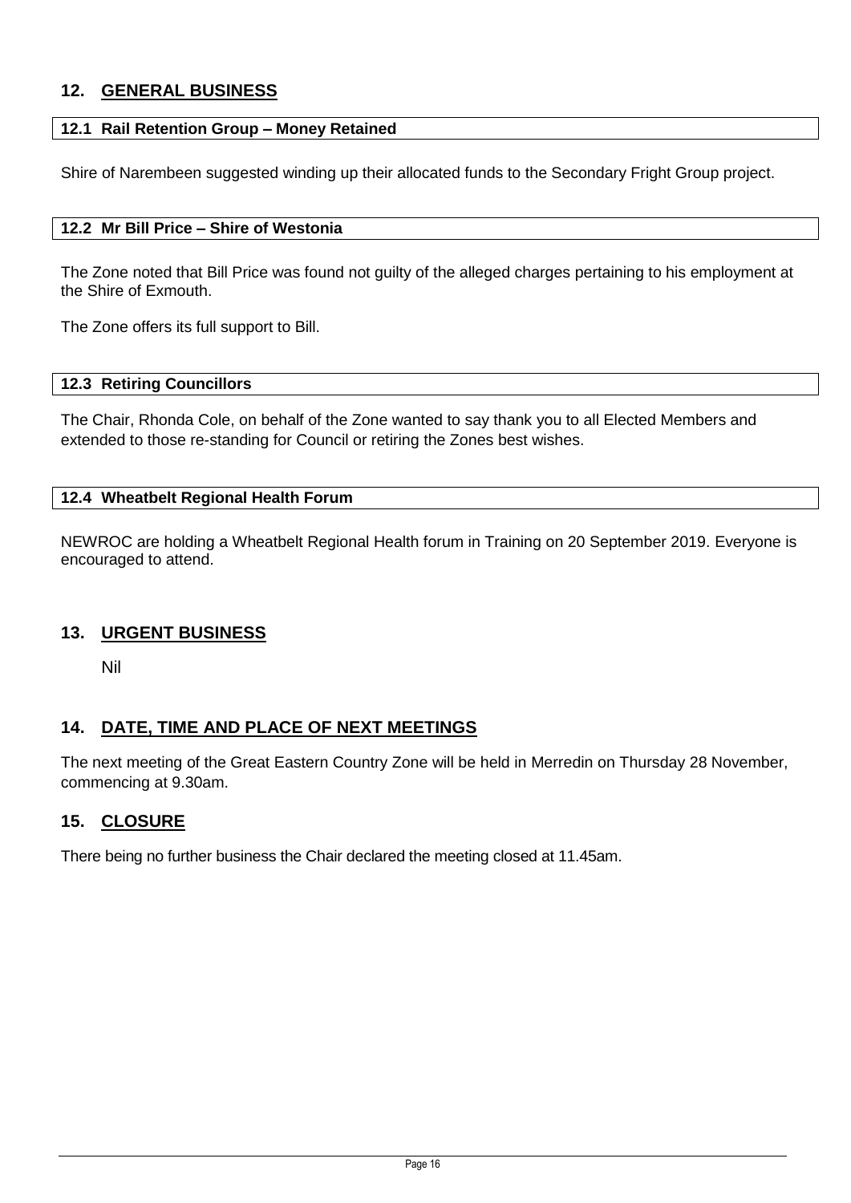## 12. GENERAL BUSINESS

### 12.1 Rail Retention Group – Money Retained

Shire of Narembeen suggested winding up their allocated funds to the Secondary Fright Group project.

### 12.2 Mr Bill Price – Shire of Westonia

The Zone noted that Bill Price was found not guilty of the alleged charges pertaining to his employment at the Shire of Exmouth.

The Zone offers its full support to Bill.

### 12.3 Retiring Councillors

The Chair, Rhonda Cole, on behalf of the Zone wanted to say thank you to all Elected Members and extended to those re-standing for Council or retiring the Zones best wishes.

### 12.4 Wheatbelt Regional Health Forum

NEWROC are holding a Wheatbelt Regional Health forum in Training on 20 September 2019. Everyone is encouraged to attend.

## 13. URGENT BUSINESS

Nil

## 14. DATE, TIME AND PLACE OF NEXT MEETINGS

The next meeting of the Great Eastern Country Zone will be held in Merredin on Thursday 28 November, commencing at 9.30am.

## 15. CLOSURE

There being no further business the Chair declared the meeting closed at 11.45am.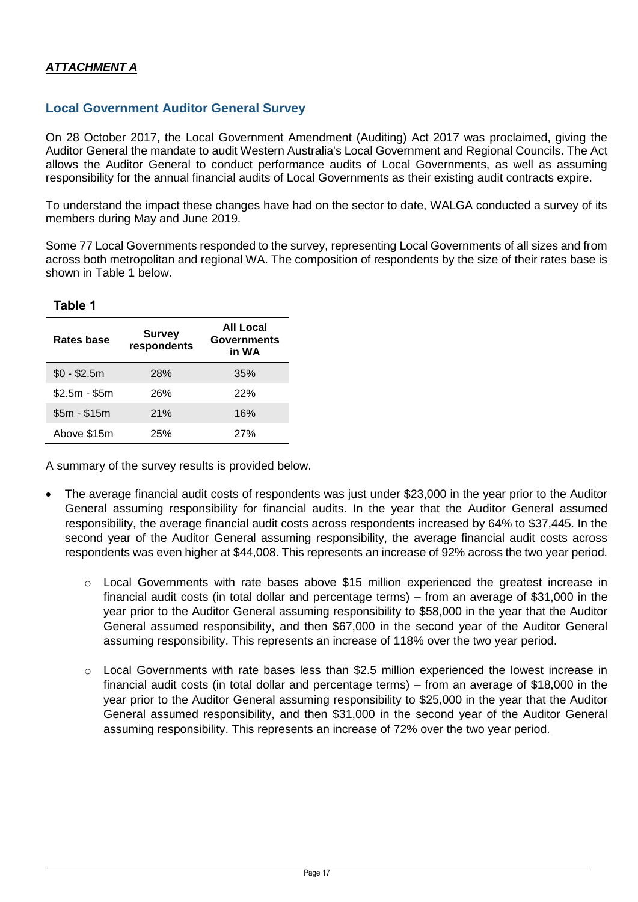***ATTACHMENT A***

## Local Government Auditor General Survey

On 28 October 2017, the Local Government Amendment (Auditing) Act 2017 was proclaimed, giving the Auditor General the mandate to audit Western Australia's Local Government and Regional Councils. The Act allows the Auditor General to conduct performance audits of Local Governments, as well as assuming responsibility for the annual financial audits of Local Governments as their existing audit contracts expire.

To understand the impact these changes have had on the sector to date, WALGA conducted a survey of its members during May and June 2019.

Some 77 Local Governments responded to the survey, representing Local Governments of all sizes and from across both metropolitan and regional WA. The composition of respondents by the size of their rates base is shown in Table 1 below.

**Table 1**

| Rates base | Survey respondents | All Local Governments in WA |
|---|---|---|
| $0 - $2.5m | 28% | 35% |
| $2.5m - $5m | 26% | 22% |
| $5m - $15m | 21% | 16% |
| Above $15m | 25% | 27% |

A summary of the survey results is provided below.

- The average financial audit costs of respondents was just under $23,000 in the year prior to the Auditor General assuming responsibility for financial audits. In the year that the Auditor General assumed responsibility, the average financial audit costs across respondents increased by 64% to $37,445. In the second year of the Auditor General assuming responsibility, the average financial audit costs across respondents was even higher at $44,008. This represents an increase of 92% across the two year period.
  - Local Governments with rate bases above $15 million experienced the greatest increase in financial audit costs (in total dollar and percentage terms) – from an average of $31,000 in the year prior to the Auditor General assuming responsibility to $58,000 in the year that the Auditor General assumed responsibility, and then $67,000 in the second year of the Auditor General assuming responsibility. This represents an increase of 118% over the two year period.
  - Local Governments with rate bases less than $2.5 million experienced the lowest increase in financial audit costs (in total dollar and percentage terms) – from an average of $18,000 in the year prior to the Auditor General assuming responsibility to $25,000 in the year that the Auditor General assumed responsibility, and then $31,000 in the second year of the Auditor General assuming responsibility. This represents an increase of 72% over the two year period.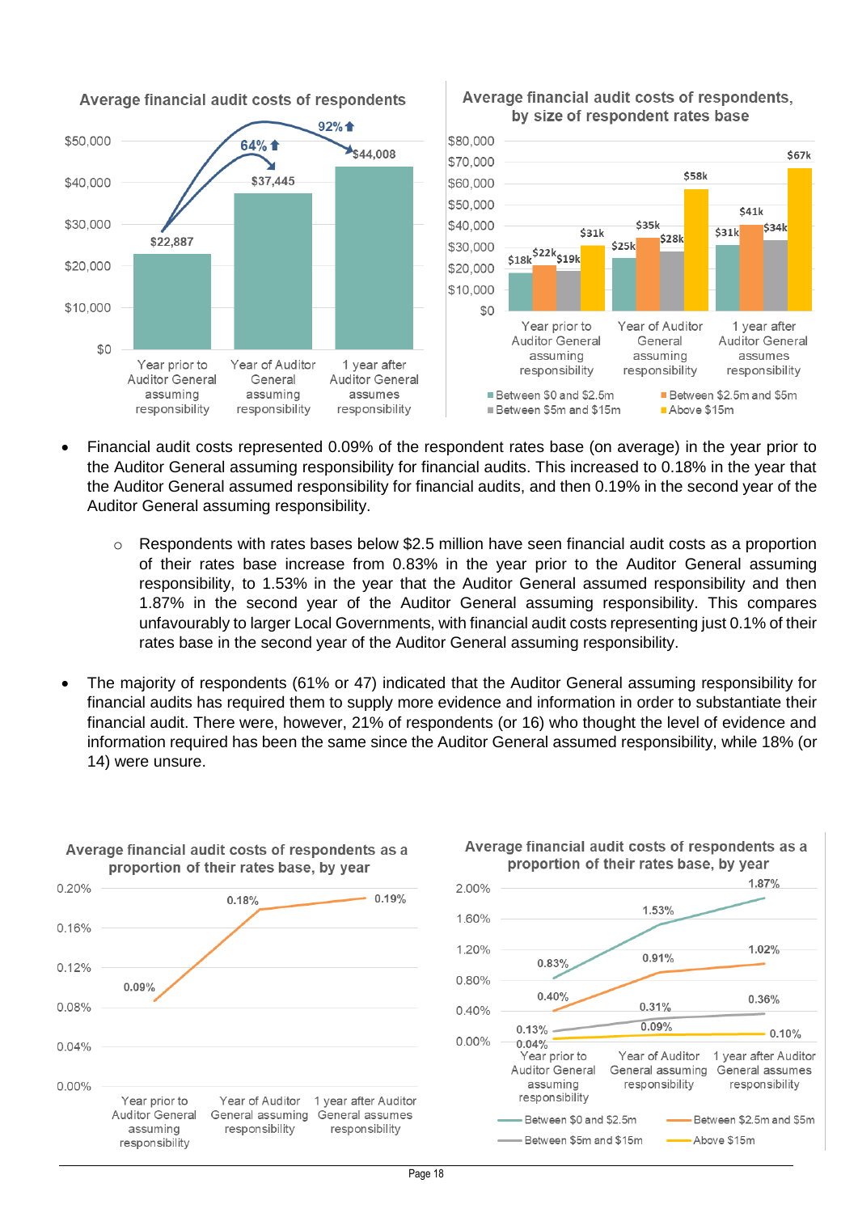**Average financial audit costs of respondents**

| | Average financial audit costs |
|---|---|
| Year prior to Auditor General assuming responsibility | $22,887 |
| Year of Auditor General assuming responsibility | $37,445 (64% ⬆) |
| 1 year after Auditor General assumes responsibility | $44,008 (92% ⬆) |

**Average financial audit costs of respondents, by size of respondent rates base**

| | Between $0 and $2.5m | Between $2.5m and $5m | Between $5m and $15m | Above $15m |
|---|---|---|---|---|
| Year prior to Auditor General assuming responsibility | $18k | $22k | $19k | $31k |
| Year of Auditor General assuming responsibility | $25k | $35k | $28k | $58k |
| 1 year after Auditor General assumes responsibility | $31k | $41k | $34k | $67k |

- Financial audit costs represented 0.09% of the respondent rates base (on average) in the year prior to the Auditor General assuming responsibility for financial audits. This increased to 0.18% in the year that the Auditor General assumed responsibility for financial audits, and then 0.19% in the second year of the Auditor General assuming responsibility.
  - Respondents with rates bases below $2.5 million have seen financial audit costs as a proportion of their rates base increase from 0.83% in the year prior to the Auditor General assuming responsibility, to 1.53% in the year that the Auditor General assumed responsibility and then 1.87% in the second year of the Auditor General assuming responsibility. This compares unfavourably to larger Local Governments, with financial audit costs representing just 0.1% of their rates base in the second year of the Auditor General assuming responsibility.
- The majority of respondents (61% or 47) indicated that the Auditor General assuming responsibility for financial audits has required them to supply more evidence and information in order to substantiate their financial audit. There were, however, 21% of respondents (or 16) who thought the level of evidence and information required has been the same since the Auditor General assumed responsibility, while 18% (or 14) were unsure.

**Average financial audit costs of respondents as a proportion of their rates base, by year**

| | Proportion of rates base |
|---|---|
| Year prior to Auditor General assuming responsibility | 0.09% |
| Year of Auditor General assuming responsibility | 0.18% |
| 1 year after Auditor General assumes responsibility | 0.19% |

**Average financial audit costs of respondents as a proportion of their rates base, by year**

| | Between $0 and $2.5m | Between $2.5m and $5m | Between $5m and $15m | Above $15m |
|---|---|---|---|---|
| Year prior to Auditor General assuming responsibility | 0.83% | 0.40% | 0.13% | 0.04% |
| Year of Auditor General assuming responsibility | 1.53% | 0.91% | 0.31% | 0.09% |
| 1 year after Auditor General assumes responsibility | 1.87% | 1.02% | 0.36% | 0.10% |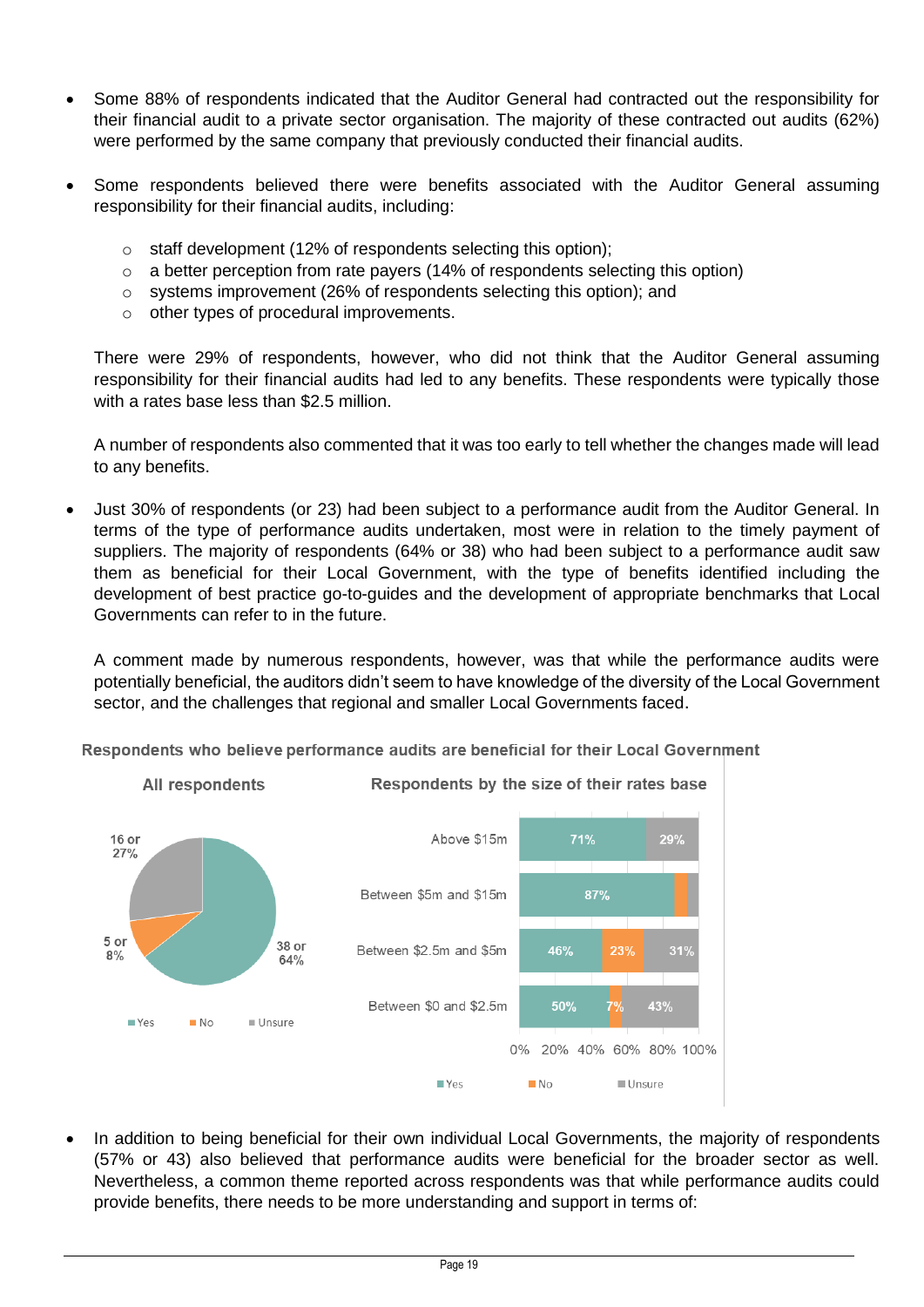- Some 88% of respondents indicated that the Auditor General had contracted out the responsibility for their financial audit to a private sector organisation. The majority of these contracted out audits (62%) were performed by the same company that previously conducted their financial audits.

- Some respondents believed there were benefits associated with the Auditor General assuming responsibility for their financial audits, including:

  - staff development (12% of respondents selecting this option);
  - a better perception from rate payers (14% of respondents selecting this option)
  - systems improvement (26% of respondents selecting this option); and
  - other types of procedural improvements.

  There were 29% of respondents, however, who did not think that the Auditor General assuming responsibility for their financial audits had led to any benefits. These respondents were typically those with a rates base less than $2.5 million.

  A number of respondents also commented that it was too early to tell whether the changes made will lead to any benefits.

- Just 30% of respondents (or 23) had been subject to a performance audit from the Auditor General. In terms of the type of performance audits undertaken, most were in relation to the timely payment of suppliers. The majority of respondents (64% or 38) who had been subject to a performance audit saw them as beneficial for their Local Government, with the type of benefits identified including the development of best practice go-to-guides and the development of appropriate benchmarks that Local Governments can refer to in the future.

  A comment made by numerous respondents, however, was that while the performance audits were potentially beneficial, the auditors didn't seem to have knowledge of the diversity of the Local Government sector, and the challenges that regional and smaller Local Governments faced.

**Respondents who believe performance audits are beneficial for their Local Government**

**All respondents**

| Response | Number | Percentage |
|---|---|---|
| Yes | 38 | 64% |
| No | 5 | 8% |
| Unsure | 16 | 27% |

**Respondents by the size of their rates base**

| Rates base | Yes | No | Unsure |
|---|---|---|---|
| Above $15m | 71% | | 29% |
| Between $5m and $15m | 87% | | |
| Between $2.5m and $5m | 46% | 23% | 31% |
| Between $0 and $2.5m | 50% | 7% | 43% |

- In addition to being beneficial for their own individual Local Governments, the majority of respondents (57% or 43) also believed that performance audits were beneficial for the broader sector as well. Nevertheless, a common theme reported across respondents was that while performance audits could provide benefits, there needs to be more understanding and support in terms of: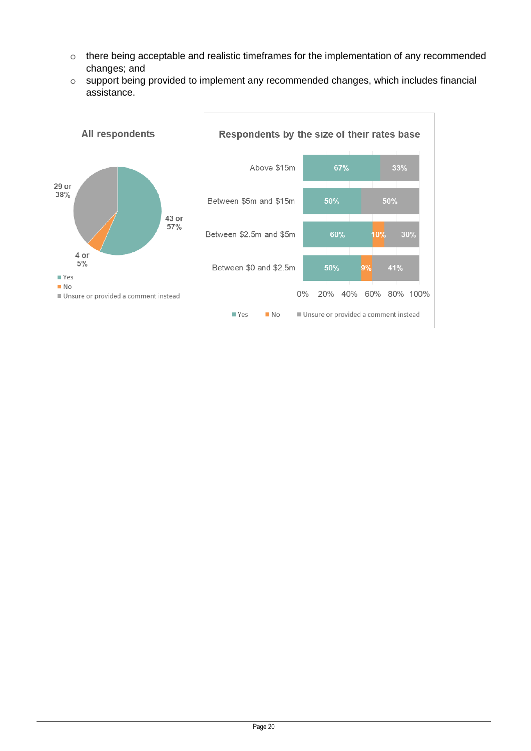- there being acceptable and realistic timeframes for the implementation of any recommended changes; and
- support being provided to implement any recommended changes, which includes financial assistance.

All respondents

29 or 38%

43 or 57%

4 or 5%

Yes
No
Unsure or provided a comment instead

Respondents by the size of their rates base

Above $15m: 67% 33%

Between $5m and $15m: 50% 50%

Between $2.5m and $5m: 60% 10% 30%

Between $0 and $2.5m: 50% 9% 41%

0% 20% 40% 60% 80% 100%

Yes No Unsure or provided a comment instead